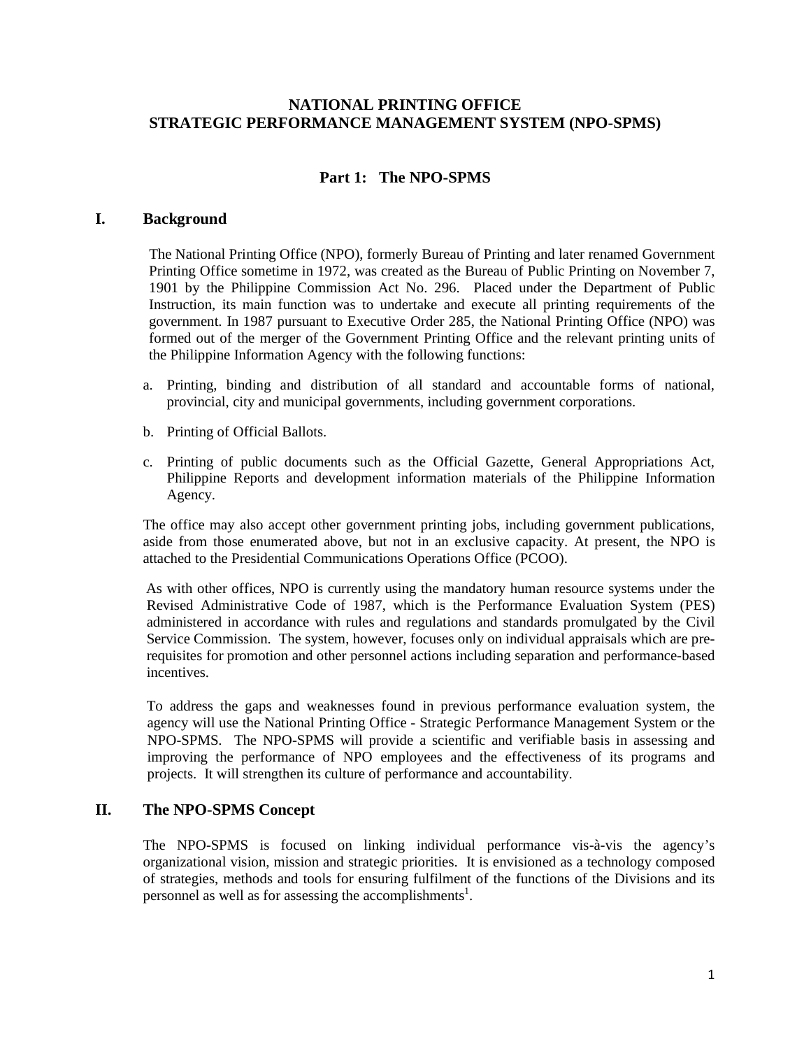# NATIONAL PRINTING OFFICE
# STRATEGIC PERFORMANCE MANAGEMENT SYSTEM (NPO-SPMS)

## Part 1: The NPO-SPMS

### I. Background

The National Printing Office (NPO), formerly Bureau of Printing and later renamed Government Printing Office sometime in 1972, was created as the Bureau of Public Printing on November 7, 1901 by the Philippine Commission Act No. 296. Placed under the Department of Public Instruction, its main function was to undertake and execute all printing requirements of the government. In 1987 pursuant to Executive Order 285, the National Printing Office (NPO) was formed out of the merger of the Government Printing Office and the relevant printing units of the Philippine Information Agency with the following functions:

a. Printing, binding and distribution of all standard and accountable forms of national, provincial, city and municipal governments, including government corporations.

b. Printing of Official Ballots.

c. Printing of public documents such as the Official Gazette, General Appropriations Act, Philippine Reports and development information materials of the Philippine Information Agency.

The office may also accept other government printing jobs, including government publications, aside from those enumerated above, but not in an exclusive capacity. At present, the NPO is attached to the Presidential Communications Operations Office (PCOO).

As with other offices, NPO is currently using the mandatory human resource systems under the Revised Administrative Code of 1987, which is the Performance Evaluation System (PES) administered in accordance with rules and regulations and standards promulgated by the Civil Service Commission. The system, however, focuses only on individual appraisals which are pre-requisites for promotion and other personnel actions including separation and performance-based incentives.

To address the gaps and weaknesses found in previous performance evaluation system, the agency will use the National Printing Office - Strategic Performance Management System or the NPO-SPMS. The NPO-SPMS will provide a scientific and verifiable basis in assessing and improving the performance of NPO employees and the effectiveness of its programs and projects. It will strengthen its culture of performance and accountability.

### II. The NPO-SPMS Concept

The NPO-SPMS is focused on linking individual performance vis-à-vis the agency's organizational vision, mission and strategic priorities. It is envisioned as a technology composed of strategies, methods and tools for ensuring fulfilment of the functions of the Divisions and its personnel as well as for assessing the accomplishments[1].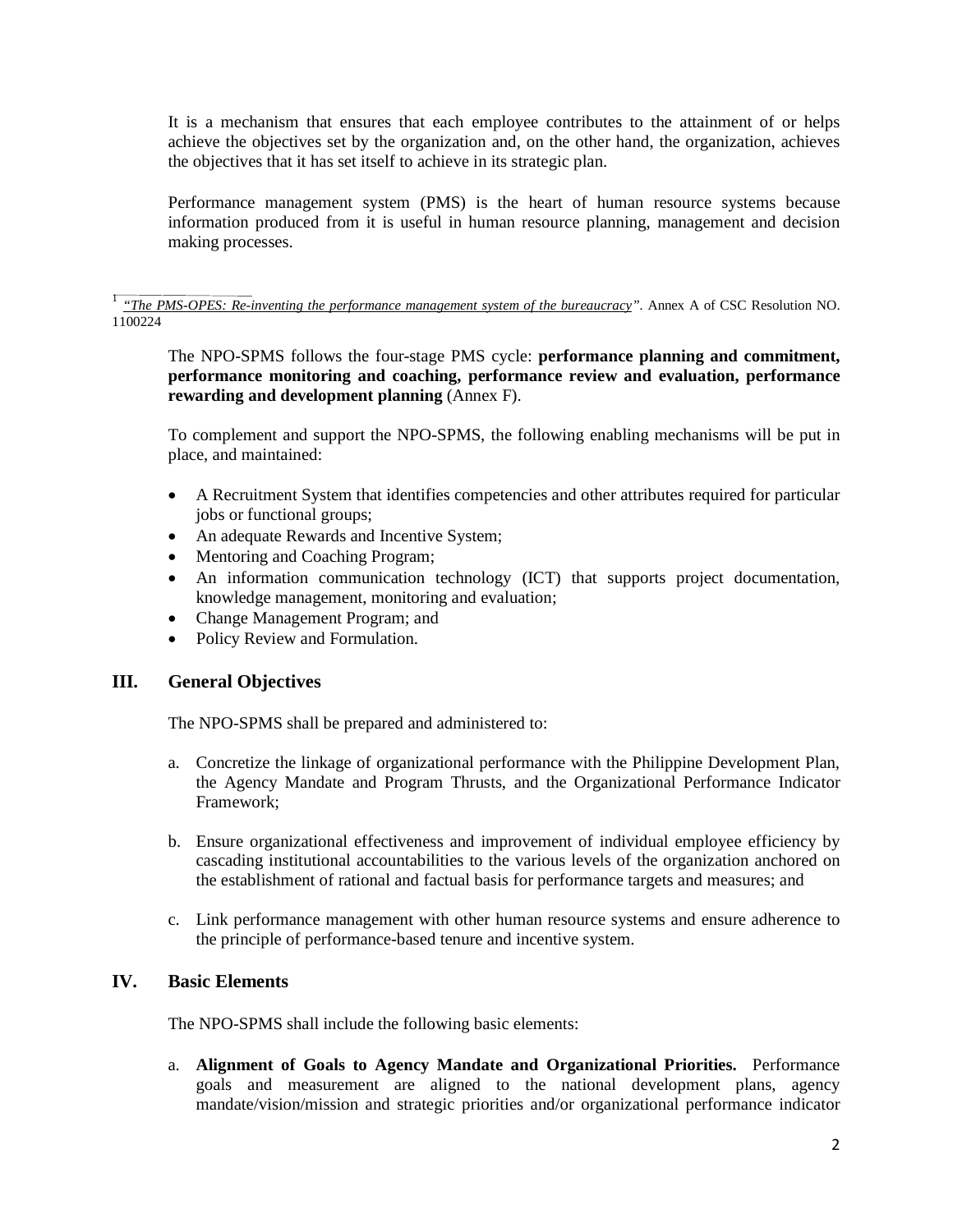It is a mechanism that ensures that each employee contributes to the attainment of or helps achieve the objectives set by the organization and, on the other hand, the organization, achieves the objectives that it has set itself to achieve in its strategic plan.

Performance management system (PMS) is the heart of human resource systems because information produced from it is useful in human resource planning, management and decision making processes.

---

[1] *"The PMS-OPES: Re-inventing the performance management system of the bureaucracy"*. Annex A of CSC Resolution NO. 1100224

The NPO-SPMS follows the four-stage PMS cycle: **performance planning and commitment, performance monitoring and coaching, performance review and evaluation, performance rewarding and development planning** (Annex F).

To complement and support the NPO-SPMS, the following enabling mechanisms will be put in place, and maintained:

- A Recruitment System that identifies competencies and other attributes required for particular jobs or functional groups;
- An adequate Rewards and Incentive System;
- Mentoring and Coaching Program;
- An information communication technology (ICT) that supports project documentation, knowledge management, monitoring and evaluation;
- Change Management Program; and
- Policy Review and Formulation.

## III. General Objectives

The NPO-SPMS shall be prepared and administered to:

a. Concretize the linkage of organizational performance with the Philippine Development Plan, the Agency Mandate and Program Thrusts, and the Organizational Performance Indicator Framework;

b. Ensure organizational effectiveness and improvement of individual employee efficiency by cascading institutional accountabilities to the various levels of the organization anchored on the establishment of rational and factual basis for performance targets and measures; and

c. Link performance management with other human resource systems and ensure adherence to the principle of performance-based tenure and incentive system.

## IV. Basic Elements

The NPO-SPMS shall include the following basic elements:

a. **Alignment of Goals to Agency Mandate and Organizational Priorities.** Performance goals and measurement are aligned to the national development plans, agency mandate/vision/mission and strategic priorities and/or organizational performance indicator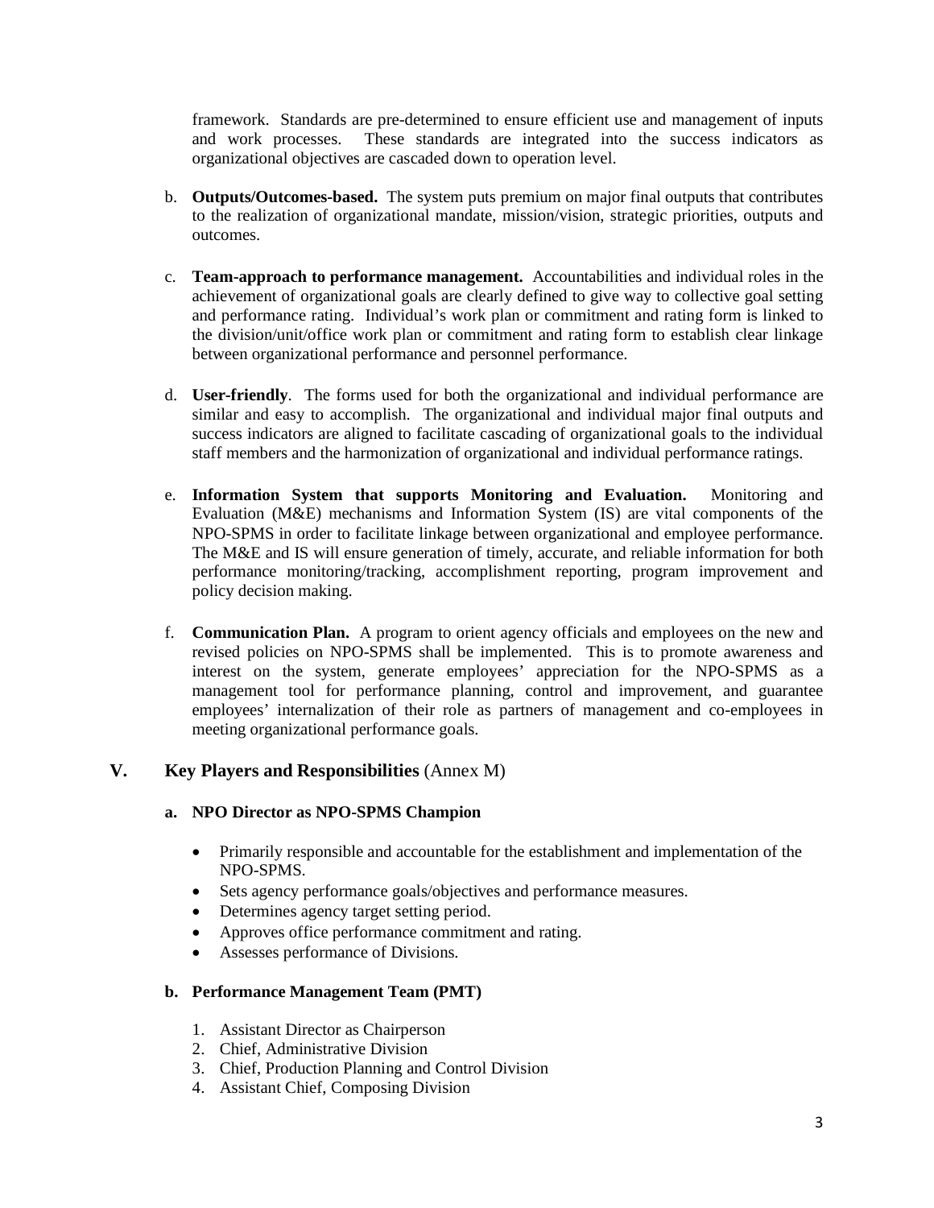framework. Standards are pre-determined to ensure efficient use and management of inputs and work processes. These standards are integrated into the success indicators as organizational objectives are cascaded down to operation level.

b. **Outputs/Outcomes-based.** The system puts premium on major final outputs that contributes to the realization of organizational mandate, mission/vision, strategic priorities, outputs and outcomes.

c. **Team-approach to performance management.** Accountabilities and individual roles in the achievement of organizational goals are clearly defined to give way to collective goal setting and performance rating. Individual's work plan or commitment and rating form is linked to the division/unit/office work plan or commitment and rating form to establish clear linkage between organizational performance and personnel performance.

d. **User-friendly**. The forms used for both the organizational and individual performance are similar and easy to accomplish. The organizational and individual major final outputs and success indicators are aligned to facilitate cascading of organizational goals to the individual staff members and the harmonization of organizational and individual performance ratings.

e. **Information System that supports Monitoring and Evaluation.** Monitoring and Evaluation (M&E) mechanisms and Information System (IS) are vital components of the NPO-SPMS in order to facilitate linkage between organizational and employee performance. The M&E and IS will ensure generation of timely, accurate, and reliable information for both performance monitoring/tracking, accomplishment reporting, program improvement and policy decision making.

f. **Communication Plan.** A program to orient agency officials and employees on the new and revised policies on NPO-SPMS shall be implemented. This is to promote awareness and interest on the system, generate employees' appreciation for the NPO-SPMS as a management tool for performance planning, control and improvement, and guarantee employees' internalization of their role as partners of management and co-employees in meeting organizational performance goals.

## V. Key Players and Responsibilities (Annex M)

### a. NPO Director as NPO-SPMS Champion

- Primarily responsible and accountable for the establishment and implementation of the NPO-SPMS.
- Sets agency performance goals/objectives and performance measures.
- Determines agency target setting period.
- Approves office performance commitment and rating.
- Assesses performance of Divisions.

### b. Performance Management Team (PMT)

1. Assistant Director as Chairperson
2. Chief, Administrative Division
3. Chief, Production Planning and Control Division
4. Assistant Chief, Composing Division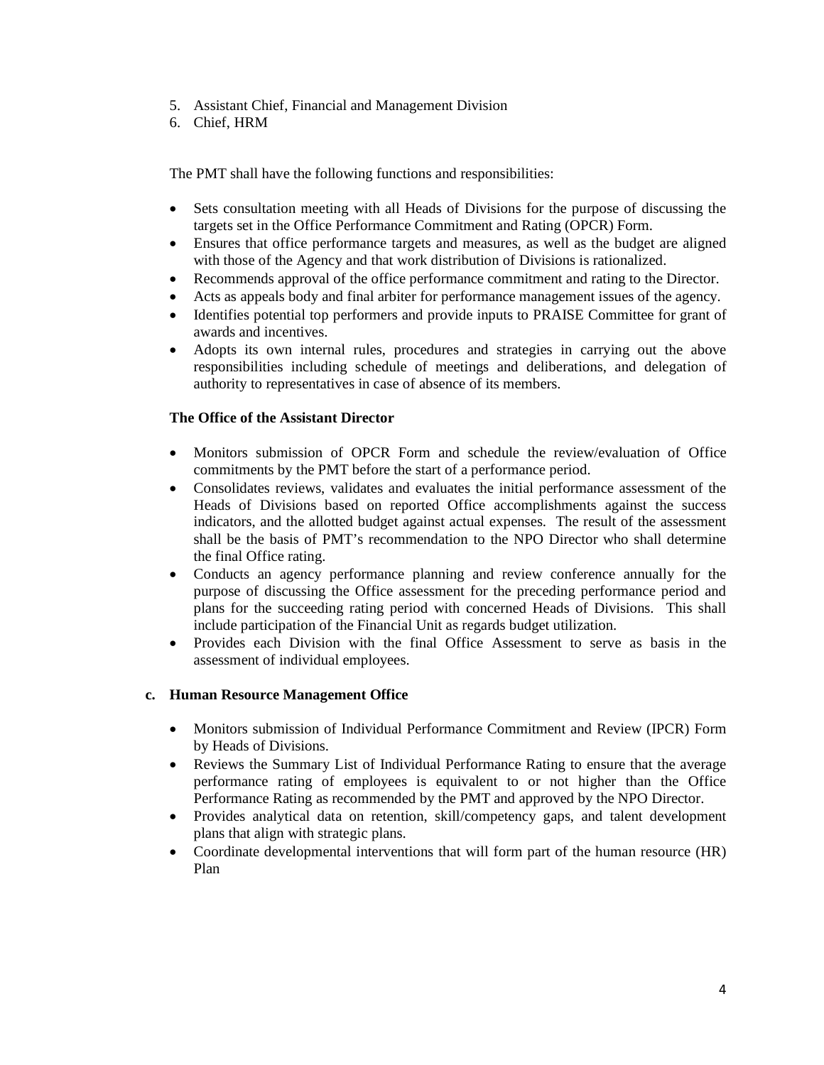5. Assistant Chief, Financial and Management Division
6. Chief, HRM

The PMT shall have the following functions and responsibilities:

- Sets consultation meeting with all Heads of Divisions for the purpose of discussing the targets set in the Office Performance Commitment and Rating (OPCR) Form.
- Ensures that office performance targets and measures, as well as the budget are aligned with those of the Agency and that work distribution of Divisions is rationalized.
- Recommends approval of the office performance commitment and rating to the Director.
- Acts as appeals body and final arbiter for performance management issues of the agency.
- Identifies potential top performers and provide inputs to PRAISE Committee for grant of awards and incentives.
- Adopts its own internal rules, procedures and strategies in carrying out the above responsibilities including schedule of meetings and deliberations, and delegation of authority to representatives in case of absence of its members.

**The Office of the Assistant Director**

- Monitors submission of OPCR Form and schedule the review/evaluation of Office commitments by the PMT before the start of a performance period.
- Consolidates reviews, validates and evaluates the initial performance assessment of the Heads of Divisions based on reported Office accomplishments against the success indicators, and the allotted budget against actual expenses. The result of the assessment shall be the basis of PMT's recommendation to the NPO Director who shall determine the final Office rating.
- Conducts an agency performance planning and review conference annually for the purpose of discussing the Office assessment for the preceding performance period and plans for the succeeding rating period with concerned Heads of Divisions. This shall include participation of the Financial Unit as regards budget utilization.
- Provides each Division with the final Office Assessment to serve as basis in the assessment of individual employees.

**c. Human Resource Management Office**

- Monitors submission of Individual Performance Commitment and Review (IPCR) Form by Heads of Divisions.
- Reviews the Summary List of Individual Performance Rating to ensure that the average performance rating of employees is equivalent to or not higher than the Office Performance Rating as recommended by the PMT and approved by the NPO Director.
- Provides analytical data on retention, skill/competency gaps, and talent development plans that align with strategic plans.
- Coordinate developmental interventions that will form part of the human resource (HR) Plan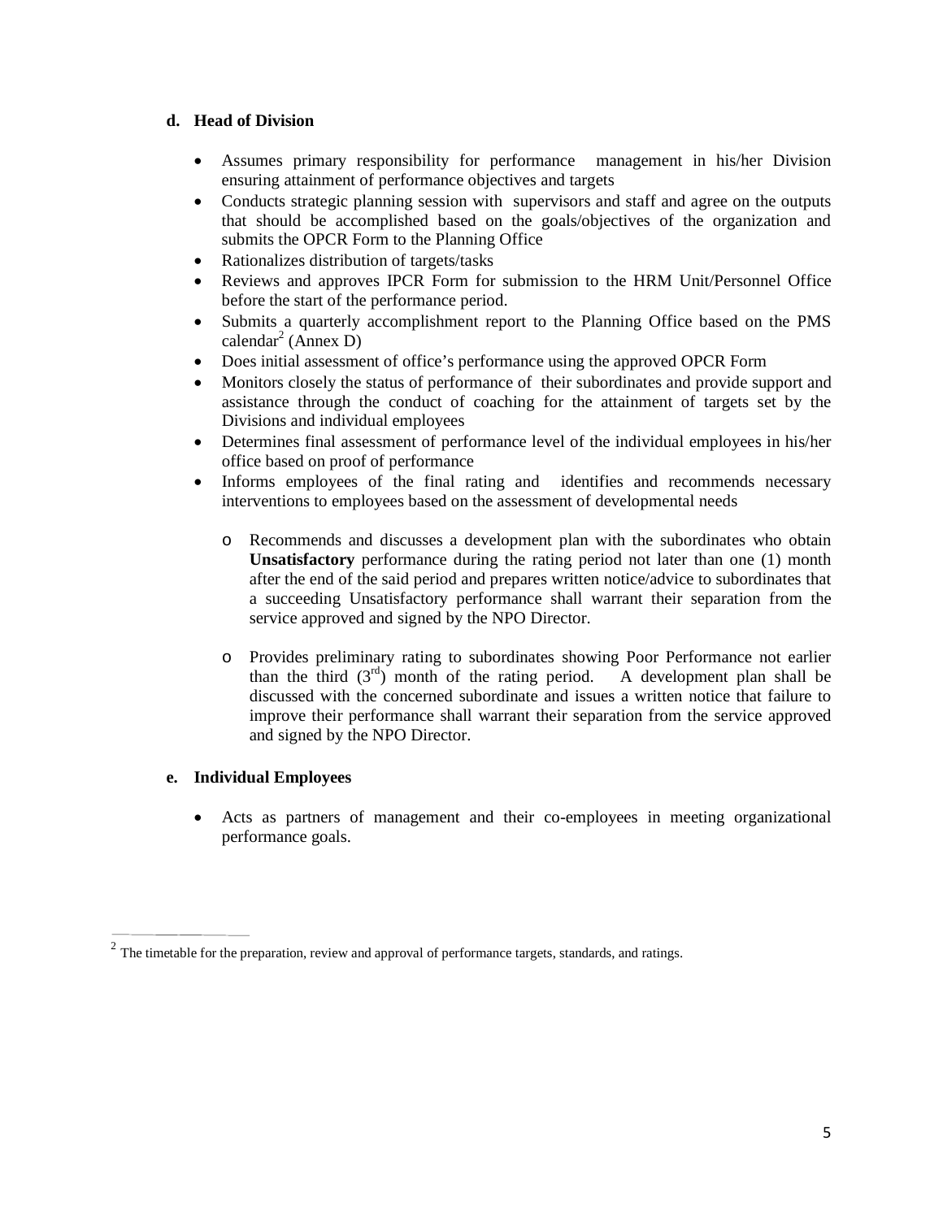**d. Head of Division**

- Assumes primary responsibility for performance management in his/her Division ensuring attainment of performance objectives and targets
- Conducts strategic planning session with supervisors and staff and agree on the outputs that should be accomplished based on the goals/objectives of the organization and submits the OPCR Form to the Planning Office
- Rationalizes distribution of targets/tasks
- Reviews and approves IPCR Form for submission to the HRM Unit/Personnel Office before the start of the performance period.
- Submits a quarterly accomplishment report to the Planning Office based on the PMS calendar[2] (Annex D)
- Does initial assessment of office's performance using the approved OPCR Form
- Monitors closely the status of performance of their subordinates and provide support and assistance through the conduct of coaching for the attainment of targets set by the Divisions and individual employees
- Determines final assessment of performance level of the individual employees in his/her office based on proof of performance
- Informs employees of the final rating and identifies and recommends necessary interventions to employees based on the assessment of developmental needs
    - Recommends and discusses a development plan with the subordinates who obtain **Unsatisfactory** performance during the rating period not later than one (1) month after the end of the said period and prepares written notice/advice to subordinates that a succeeding Unsatisfactory performance shall warrant their separation from the service approved and signed by the NPO Director.
    - Provides preliminary rating to subordinates showing Poor Performance not earlier than the third (3rd) month of the rating period. A development plan shall be discussed with the concerned subordinate and issues a written notice that failure to improve their performance shall warrant their separation from the service approved and signed by the NPO Director.

**e. Individual Employees**

- Acts as partners of management and their co-employees in meeting organizational performance goals.

---

[2] The timetable for the preparation, review and approval of performance targets, standards, and ratings.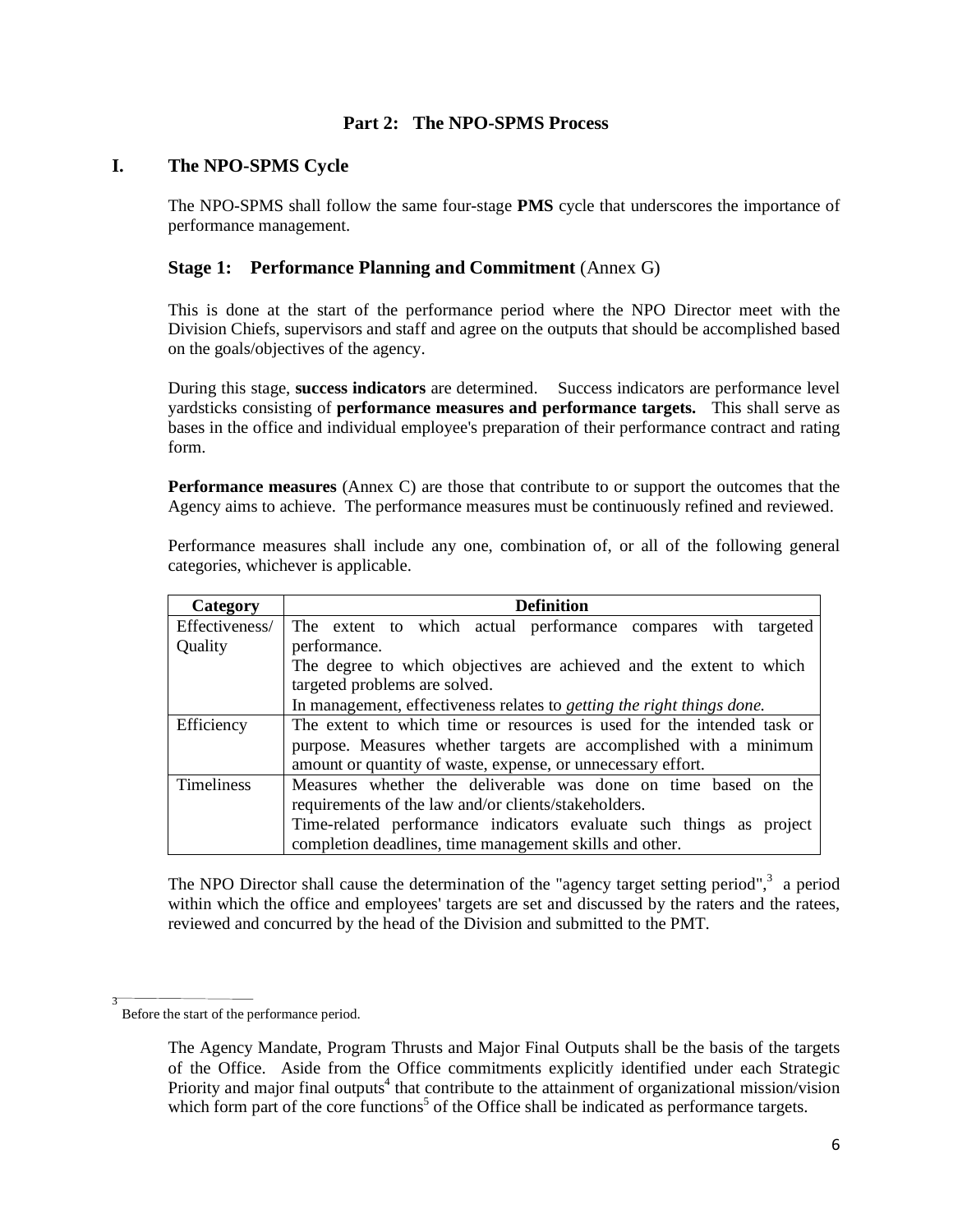## Part 2: The NPO-SPMS Process

## I. The NPO-SPMS Cycle

The NPO-SPMS shall follow the same four-stage **PMS** cycle that underscores the importance of performance management.

### Stage 1: Performance Planning and Commitment (Annex G)

This is done at the start of the performance period where the NPO Director meet with the Division Chiefs, supervisors and staff and agree on the outputs that should be accomplished based on the goals/objectives of the agency.

During this stage, **success indicators** are determined. Success indicators are performance level yardsticks consisting of **performance measures and performance targets.** This shall serve as bases in the office and individual employee's preparation of their performance contract and rating form.

**Performance measures** (Annex C) are those that contribute to or support the outcomes that the Agency aims to achieve. The performance measures must be continuously refined and reviewed.

Performance measures shall include any one, combination of, or all of the following general categories, whichever is applicable.

| Category | Definition |
| --- | --- |
| Effectiveness/ Quality | The extent to which actual performance compares with targeted performance. The degree to which objectives are achieved and the extent to which targeted problems are solved. In management, effectiveness relates to *getting the right things done.* |
| Efficiency | The extent to which time or resources is used for the intended task or purpose. Measures whether targets are accomplished with a minimum amount or quantity of waste, expense, or unnecessary effort. |
| Timeliness | Measures whether the deliverable was done on time based on the requirements of the law and/or clients/stakeholders. Time-related performance indicators evaluate such things as project completion deadlines, time management skills and other. |

The NPO Director shall cause the determination of the "agency target setting period",[3] a period within which the office and employees' targets are set and discussed by the raters and the ratees, reviewed and concurred by the head of the Division and submitted to the PMT.

[3] Before the start of the performance period.

The Agency Mandate, Program Thrusts and Major Final Outputs shall be the basis of the targets of the Office. Aside from the Office commitments explicitly identified under each Strategic Priority and major final outputs[4] that contribute to the attainment of organizational mission/vision which form part of the core functions[5] of the Office shall be indicated as performance targets.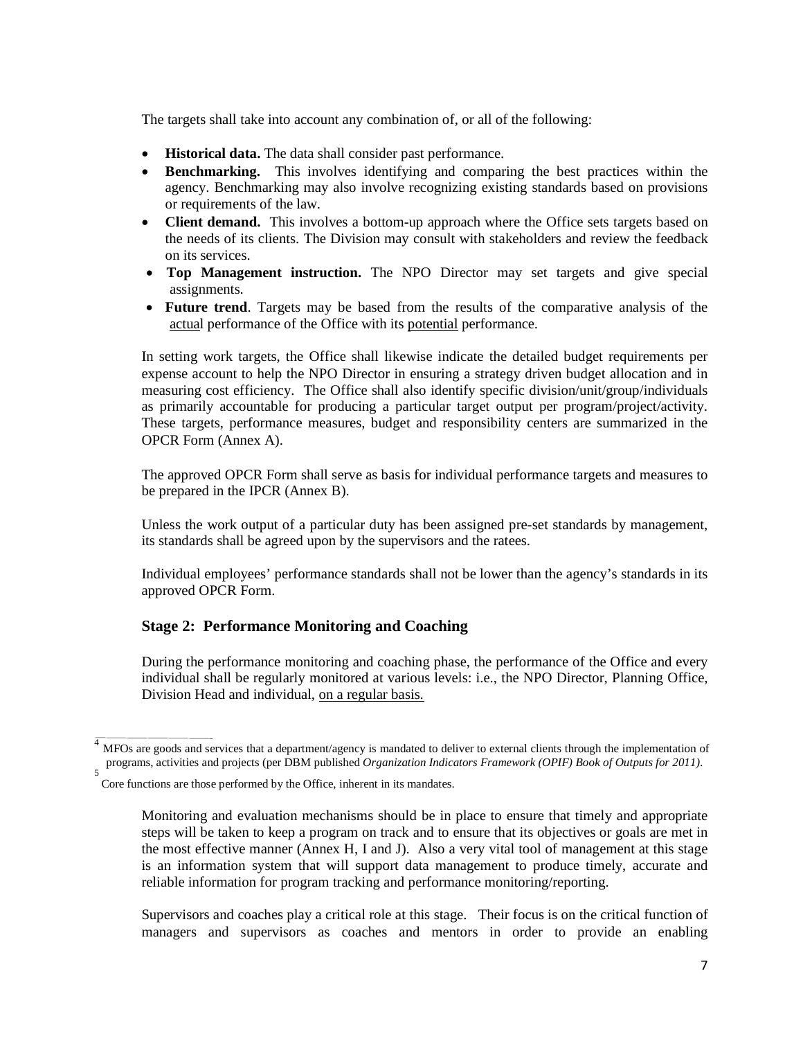The targets shall take into account any combination of, or all of the following:

- **Historical data.** The data shall consider past performance.
- **Benchmarking.** This involves identifying and comparing the best practices within the agency. Benchmarking may also involve recognizing existing standards based on provisions or requirements of the law.
- **Client demand.** This involves a bottom-up approach where the Office sets targets based on the needs of its clients. The Division may consult with stakeholders and review the feedback on its services.
- **Top Management instruction.** The NPO Director may set targets and give special assignments.
- **Future trend**. Targets may be based from the results of the comparative analysis of the actual performance of the Office with its potential performance.

In setting work targets, the Office shall likewise indicate the detailed budget requirements per expense account to help the NPO Director in ensuring a strategy driven budget allocation and in measuring cost efficiency. The Office shall also identify specific division/unit/group/individuals as primarily accountable for producing a particular target output per program/project/activity. These targets, performance measures, budget and responsibility centers are summarized in the OPCR Form (Annex A).

The approved OPCR Form shall serve as basis for individual performance targets and measures to be prepared in the IPCR (Annex B).

Unless the work output of a particular duty has been assigned pre-set standards by management, its standards shall be agreed upon by the supervisors and the ratees.

Individual employees' performance standards shall not be lower than the agency's standards in its approved OPCR Form.

### Stage 2: Performance Monitoring and Coaching

During the performance monitoring and coaching phase, the performance of the Office and every individual shall be regularly monitored at various levels: i.e., the NPO Director, Planning Office, Division Head and individual, on a regular basis.

Monitoring and evaluation mechanisms should be in place to ensure that timely and appropriate steps will be taken to keep a program on track and to ensure that its objectives or goals are met in the most effective manner (Annex H, I and J). Also a very vital tool of management at this stage is an information system that will support data management to produce timely, accurate and reliable information for program tracking and performance monitoring/reporting.

Supervisors and coaches play a critical role at this stage. Their focus is on the critical function of managers and supervisors as coaches and mentors in order to provide an enabling

---

[4] MFOs are goods and services that a department/agency is mandated to deliver to external clients through the implementation of programs, activities and projects (per DBM published *Organization Indicators Framework (OPIF) Book of Outputs for 2011)*.

[5] Core functions are those performed by the Office, inherent in its mandates.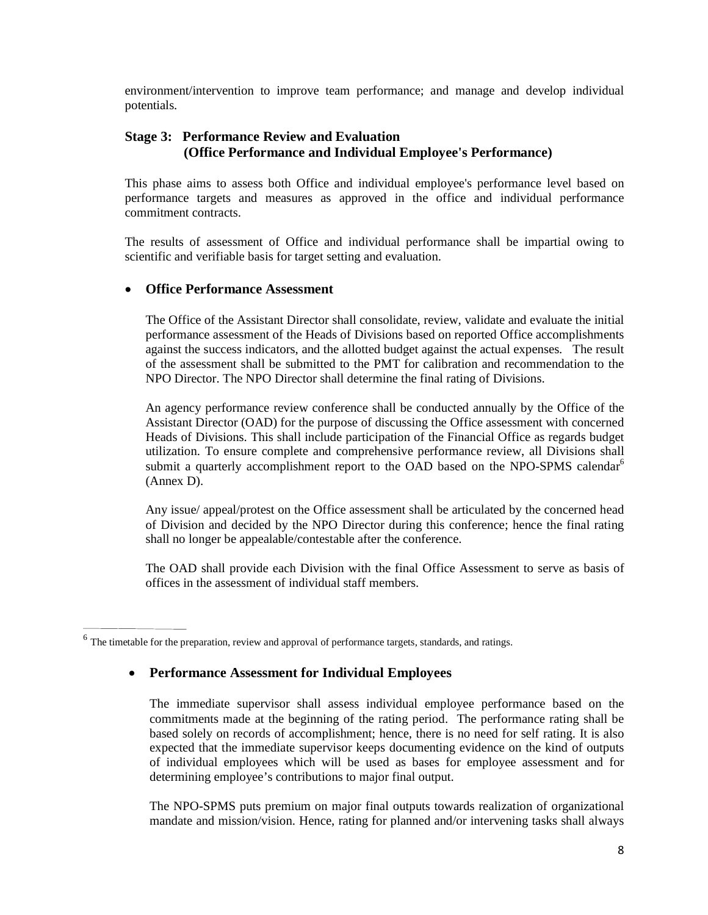environment/intervention to improve team performance; and manage and develop individual potentials.

### Stage 3: Performance Review and Evaluation (Office Performance and Individual Employee's Performance)

This phase aims to assess both Office and individual employee's performance level based on performance targets and measures as approved in the office and individual performance commitment contracts.

The results of assessment of Office and individual performance shall be impartial owing to scientific and verifiable basis for target setting and evaluation.

- **Office Performance Assessment**

  The Office of the Assistant Director shall consolidate, review, validate and evaluate the initial performance assessment of the Heads of Divisions based on reported Office accomplishments against the success indicators, and the allotted budget against the actual expenses. The result of the assessment shall be submitted to the PMT for calibration and recommendation to the NPO Director. The NPO Director shall determine the final rating of Divisions.

  An agency performance review conference shall be conducted annually by the Office of the Assistant Director (OAD) for the purpose of discussing the Office assessment with concerned Heads of Divisions. This shall include participation of the Financial Office as regards budget utilization. To ensure complete and comprehensive performance review, all Divisions shall submit a quarterly accomplishment report to the OAD based on the NPO-SPMS calendar[6] (Annex D).

  Any issue/ appeal/protest on the Office assessment shall be articulated by the concerned head of Division and decided by the NPO Director during this conference; hence the final rating shall no longer be appealable/contestable after the conference.

  The OAD shall provide each Division with the final Office Assessment to serve as basis of offices in the assessment of individual staff members.

[6] The timetable for the preparation, review and approval of performance targets, standards, and ratings.

- **Performance Assessment for Individual Employees**

  The immediate supervisor shall assess individual employee performance based on the commitments made at the beginning of the rating period. The performance rating shall be based solely on records of accomplishment; hence, there is no need for self rating. It is also expected that the immediate supervisor keeps documenting evidence on the kind of outputs of individual employees which will be used as bases for employee assessment and for determining employee's contributions to major final output.

  The NPO-SPMS puts premium on major final outputs towards realization of organizational mandate and mission/vision. Hence, rating for planned and/or intervening tasks shall always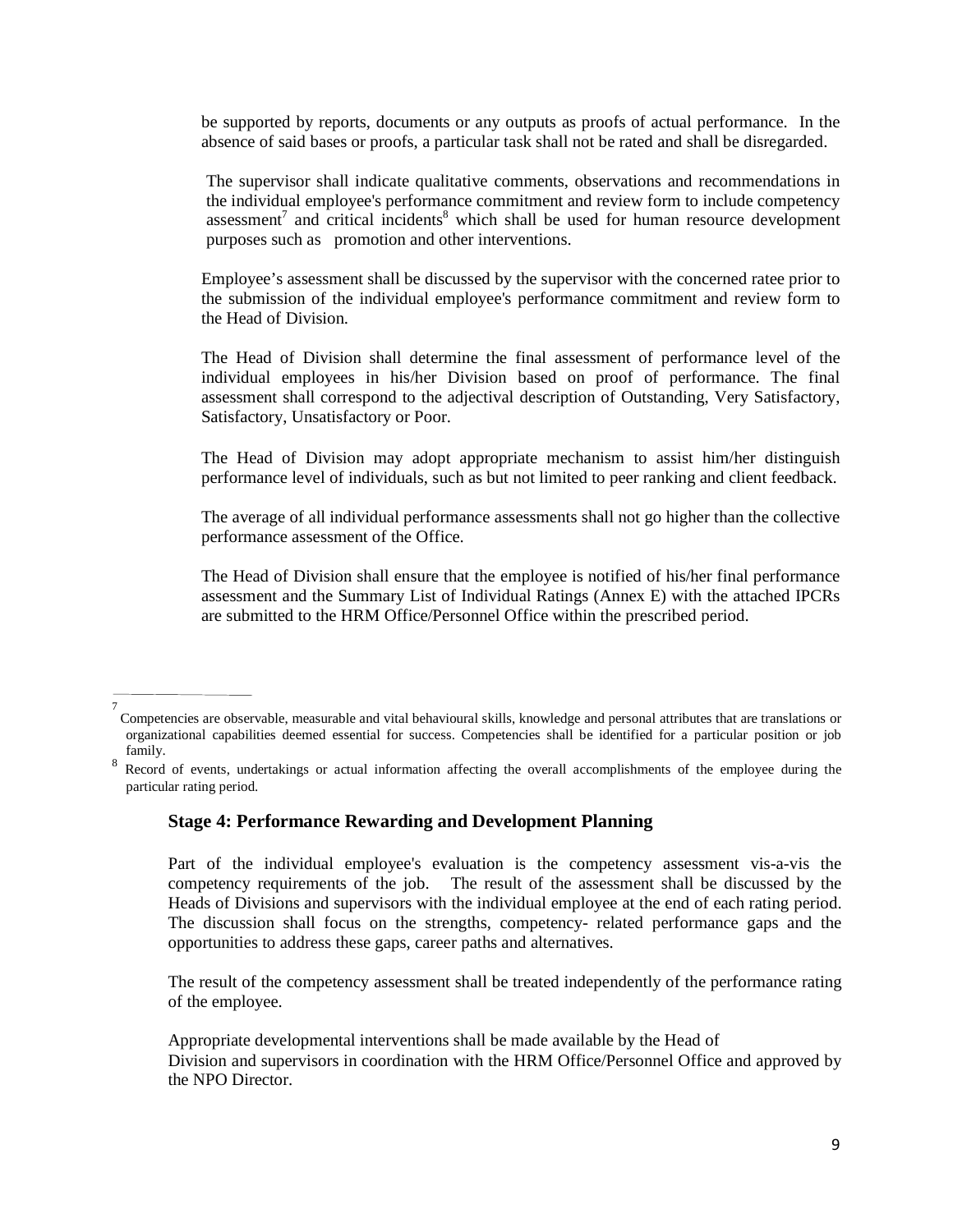be supported by reports, documents or any outputs as proofs of actual performance. In the absence of said bases or proofs, a particular task shall not be rated and shall be disregarded.

The supervisor shall indicate qualitative comments, observations and recommendations in the individual employee's performance commitment and review form to include competency assessment[7] and critical incidents[8] which shall be used for human resource development purposes such as promotion and other interventions.

Employee's assessment shall be discussed by the supervisor with the concerned ratee prior to the submission of the individual employee's performance commitment and review form to the Head of Division.

The Head of Division shall determine the final assessment of performance level of the individual employees in his/her Division based on proof of performance. The final assessment shall correspond to the adjectival description of Outstanding, Very Satisfactory, Satisfactory, Unsatisfactory or Poor.

The Head of Division may adopt appropriate mechanism to assist him/her distinguish performance level of individuals, such as but not limited to peer ranking and client feedback.

The average of all individual performance assessments shall not go higher than the collective performance assessment of the Office.

The Head of Division shall ensure that the employee is notified of his/her final performance assessment and the Summary List of Individual Ratings (Annex E) with the attached IPCRs are submitted to the HRM Office/Personnel Office within the prescribed period.

---

[7] Competencies are observable, measurable and vital behavioural skills, knowledge and personal attributes that are translations or organizational capabilities deemed essential for success. Competencies shall be identified for a particular position or job family.

[8] Record of events, undertakings or actual information affecting the overall accomplishments of the employee during the particular rating period.

### Stage 4: Performance Rewarding and Development Planning

Part of the individual employee's evaluation is the competency assessment vis-a-vis the competency requirements of the job. The result of the assessment shall be discussed by the Heads of Divisions and supervisors with the individual employee at the end of each rating period. The discussion shall focus on the strengths, competency- related performance gaps and the opportunities to address these gaps, career paths and alternatives.

The result of the competency assessment shall be treated independently of the performance rating of the employee.

Appropriate developmental interventions shall be made available by the Head of Division and supervisors in coordination with the HRM Office/Personnel Office and approved by the NPO Director.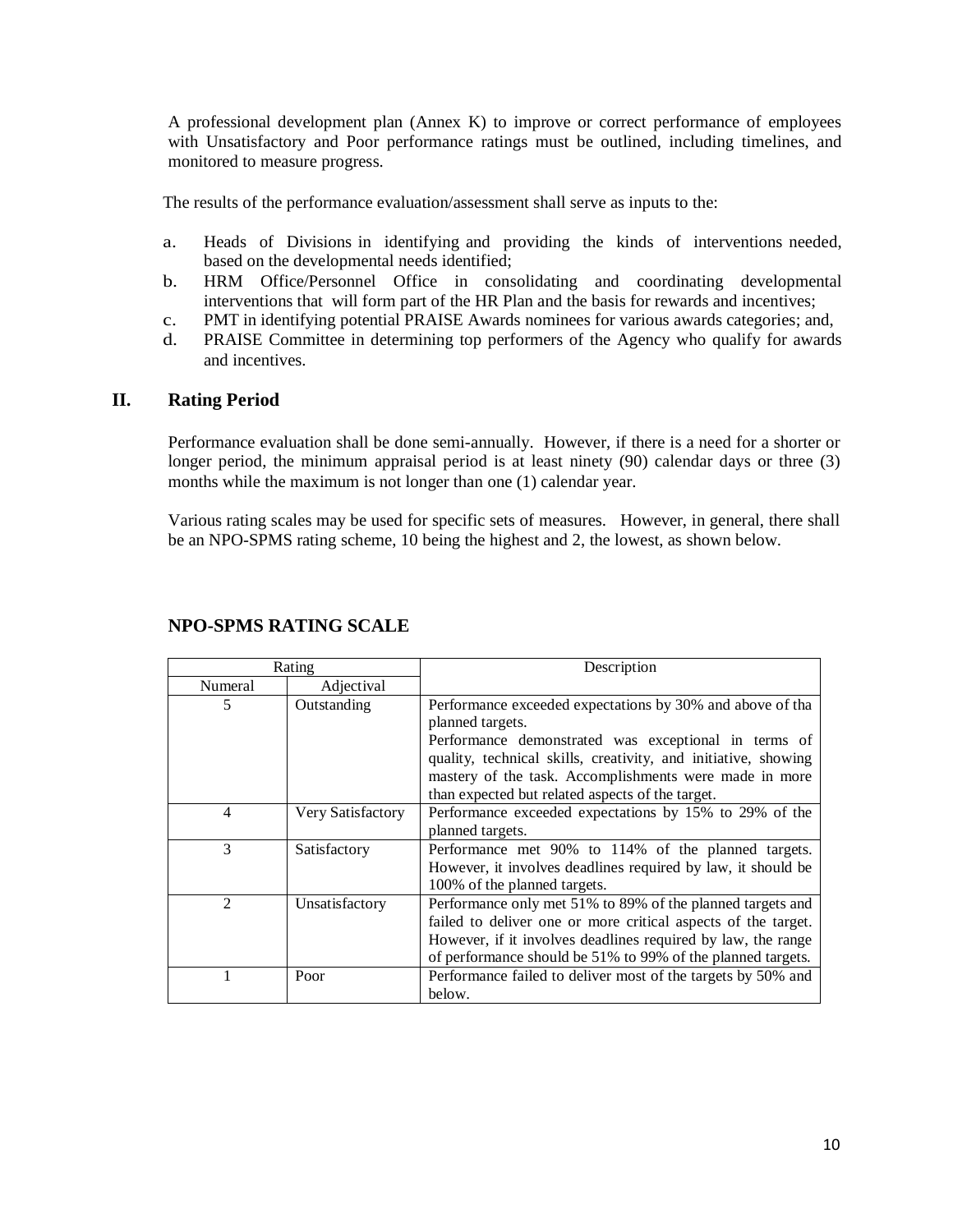A professional development plan (Annex K) to improve or correct performance of employees with Unsatisfactory and Poor performance ratings must be outlined, including timelines, and monitored to measure progress.

The results of the performance evaluation/assessment shall serve as inputs to the:

a. Heads of Divisions in identifying and providing the kinds of interventions needed, based on the developmental needs identified;
b. HRM Office/Personnel Office in consolidating and coordinating developmental interventions that will form part of the HR Plan and the basis for rewards and incentives;
c. PMT in identifying potential PRAISE Awards nominees for various awards categories; and,
d. PRAISE Committee in determining top performers of the Agency who qualify for awards and incentives.

## II. Rating Period

Performance evaluation shall be done semi-annually. However, if there is a need for a shorter or longer period, the minimum appraisal period is at least ninety (90) calendar days or three (3) months while the maximum is not longer than one (1) calendar year.

Various rating scales may be used for specific sets of measures. However, in general, there shall be an NPO-SPMS rating scheme, 10 being the highest and 2, the lowest, as shown below.

### NPO-SPMS RATING SCALE

| Rating | | Description |
|---|---|---|
| Numeral | Adjectival | |
| 5 | Outstanding | Performance exceeded expectations by 30% and above of tha planned targets. Performance demonstrated was exceptional in terms of quality, technical skills, creativity, and initiative, showing mastery of the task. Accomplishments were made in more than expected but related aspects of the target. |
| 4 | Very Satisfactory | Performance exceeded expectations by 15% to 29% of the planned targets. |
| 3 | Satisfactory | Performance met 90% to 114% of the planned targets. However, it involves deadlines required by law, it should be 100% of the planned targets. |
| 2 | Unsatisfactory | Performance only met 51% to 89% of the planned targets and failed to deliver one or more critical aspects of the target. However, if it involves deadlines required by law, the range of performance should be 51% to 99% of the planned targets. |
| 1 | Poor | Performance failed to deliver most of the targets by 50% and below. |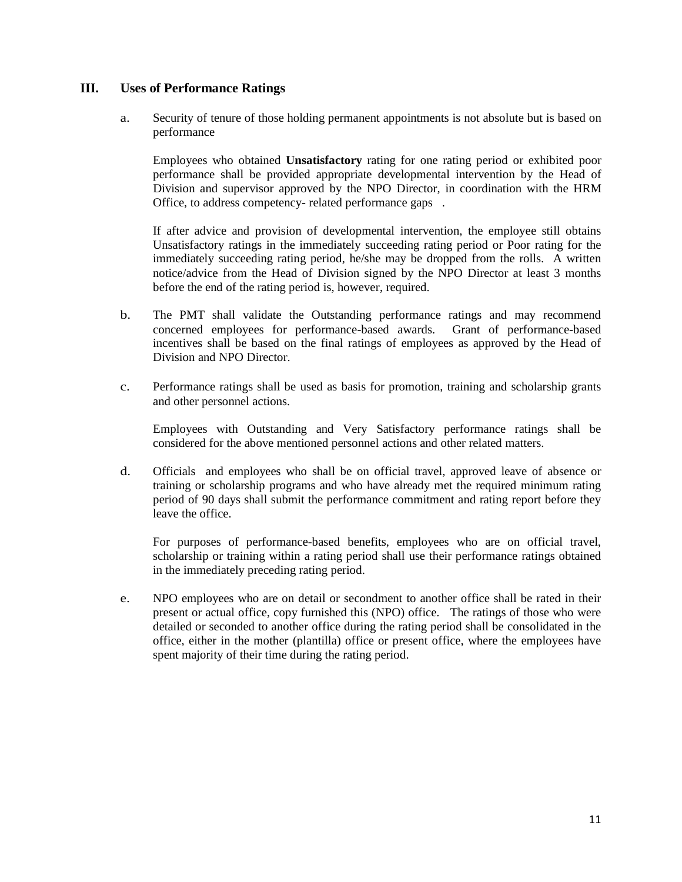## III. Uses of Performance Ratings

a. Security of tenure of those holding permanent appointments is not absolute but is based on performance

Employees who obtained **Unsatisfactory** rating for one rating period or exhibited poor performance shall be provided appropriate developmental intervention by the Head of Division and supervisor approved by the NPO Director, in coordination with the HRM Office, to address competency- related performance gaps .

If after advice and provision of developmental intervention, the employee still obtains Unsatisfactory ratings in the immediately succeeding rating period or Poor rating for the immediately succeeding rating period, he/she may be dropped from the rolls. A written notice/advice from the Head of Division signed by the NPO Director at least 3 months before the end of the rating period is, however, required.

b. The PMT shall validate the Outstanding performance ratings and may recommend concerned employees for performance-based awards. Grant of performance-based incentives shall be based on the final ratings of employees as approved by the Head of Division and NPO Director.

c. Performance ratings shall be used as basis for promotion, training and scholarship grants and other personnel actions.

Employees with Outstanding and Very Satisfactory performance ratings shall be considered for the above mentioned personnel actions and other related matters.

d. Officials and employees who shall be on official travel, approved leave of absence or training or scholarship programs and who have already met the required minimum rating period of 90 days shall submit the performance commitment and rating report before they leave the office.

For purposes of performance-based benefits, employees who are on official travel, scholarship or training within a rating period shall use their performance ratings obtained in the immediately preceding rating period.

e. NPO employees who are on detail or secondment to another office shall be rated in their present or actual office, copy furnished this (NPO) office. The ratings of those who were detailed or seconded to another office during the rating period shall be consolidated in the office, either in the mother (plantilla) office or present office, where the employees have spent majority of their time during the rating period.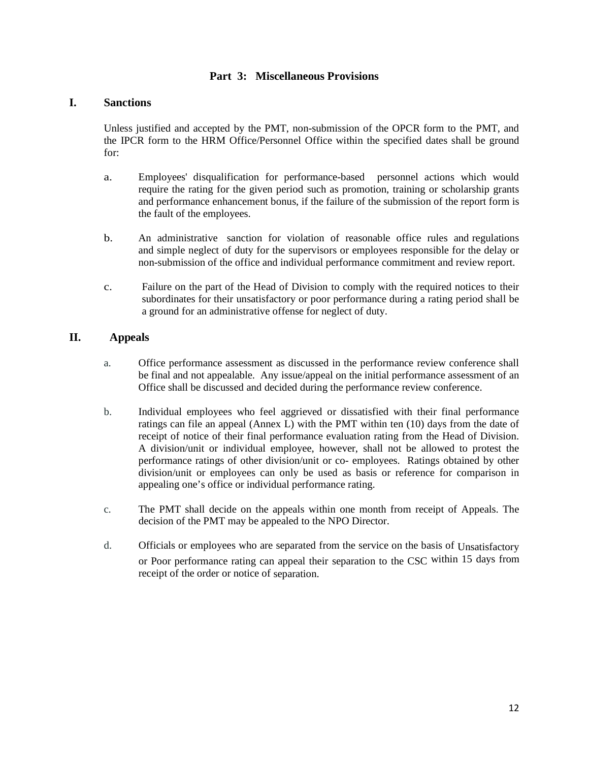## Part 3: Miscellaneous Provisions

### I. Sanctions

Unless justified and accepted by the PMT, non-submission of the OPCR form to the PMT, and the IPCR form to the HRM Office/Personnel Office within the specified dates shall be ground for:

a. Employees' disqualification for performance-based personnel actions which would require the rating for the given period such as promotion, training or scholarship grants and performance enhancement bonus, if the failure of the submission of the report form is the fault of the employees.

b. An administrative sanction for violation of reasonable office rules and regulations and simple neglect of duty for the supervisors or employees responsible for the delay or non-submission of the office and individual performance commitment and review report.

c. Failure on the part of the Head of Division to comply with the required notices to their subordinates for their unsatisfactory or poor performance during a rating period shall be a ground for an administrative offense for neglect of duty.

### II. Appeals

a. Office performance assessment as discussed in the performance review conference shall be final and not appealable. Any issue/appeal on the initial performance assessment of an Office shall be discussed and decided during the performance review conference.

b. Individual employees who feel aggrieved or dissatisfied with their final performance ratings can file an appeal (Annex L) with the PMT within ten (10) days from the date of receipt of notice of their final performance evaluation rating from the Head of Division. A division/unit or individual employee, however, shall not be allowed to protest the performance ratings of other division/unit or co- employees. Ratings obtained by other division/unit or employees can only be used as basis or reference for comparison in appealing one's office or individual performance rating.

c. The PMT shall decide on the appeals within one month from receipt of Appeals. The decision of the PMT may be appealed to the NPO Director.

d. Officials or employees who are separated from the service on the basis of Unsatisfactory or Poor performance rating can appeal their separation to the CSC within 15 days from receipt of the order or notice of separation.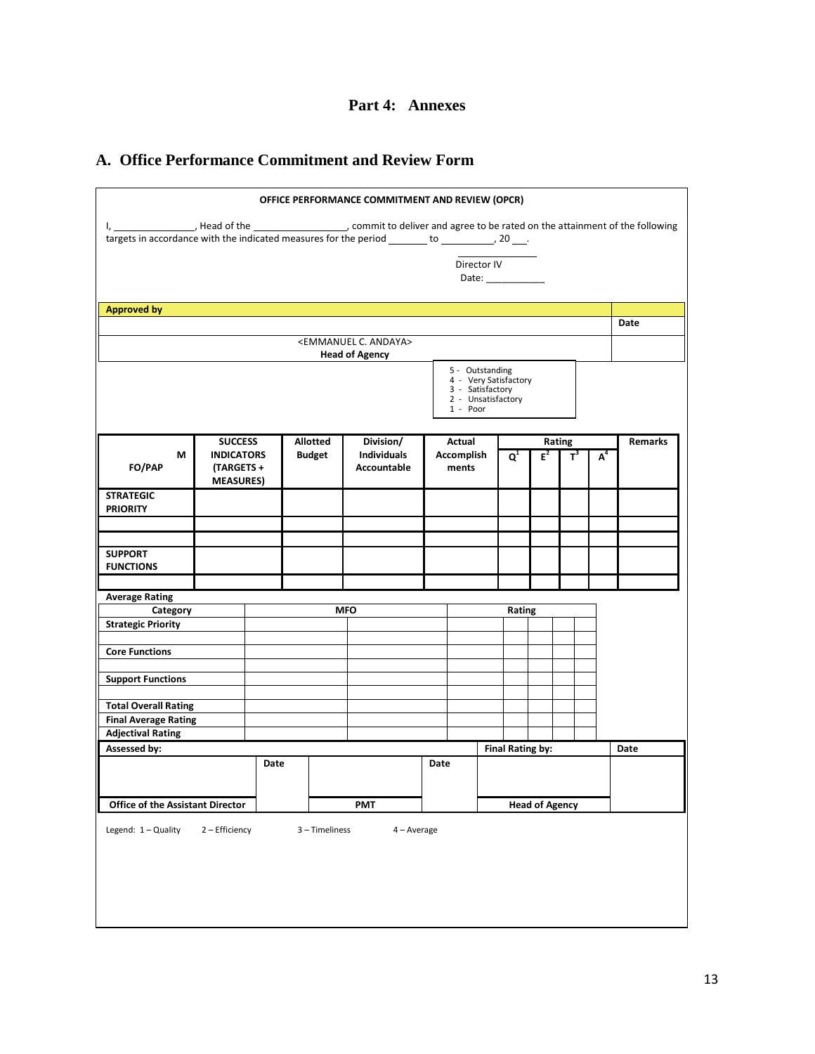# Part 4: Annexes

## A. Office Performance Commitment and Review Form

**OFFICE PERFORMANCE COMMITMENT AND REVIEW (OPCR)**

I, _______________, Head of the _________________, commit to deliver and agree to be rated on the attainment of the following targets in accordance with the indicated measures for the period _______ to _________, 20 ___.

_____________
Director IV
Date: ___________

| **Approved by** | |
|---|---|
| | **Date** |
| <EMMANUEL C. ANDAYA> **Head of Agency** | |

5 - Outstanding
4 - Very Satisfactory
3 - Satisfactory
2 - Unsatisfactory
1 - Poor

| **MFO/PAP** | **SUCCESS INDICATORS (TARGETS + MEASURES)** | **Allotted Budget** | **Division/ Individuals Accountable** | **Actual Accomplishments** | **Rating** | | | | **Remarks** |
|---|---|---|---|---|---|---|---|---|---|
| | | | | | **Q[1]** | **E[2]** | **T[3]** | **A[4]** | |
| **STRATEGIC PRIORITY** | | | | | | | | | |
| | | | | | | | | | |
| | | | | | | | | | |
| **SUPPORT FUNCTIONS** | | | | | | | | | |
| | | | | | | | | | |

**Average Rating**

| **Category** | **MFO** | | **Rating** | | | | |
|---|---|---|---|---|---|---|---|
| **Strategic Priority** | | | | | | | |
| | | | | | | | |
| **Core Functions** | | | | | | | |
| | | | | | | | |
| **Support Functions** | | | | | | | |
| | | | | | | | |
| **Total Overall Rating** | | | | | | | |
| **Final Average Rating** | | | | | | | |
| **Adjectival Rating** | | | | | | | |

| **Assessed by:** | | | | **Final Rating by:** | **Date** |
|---|---|---|---|---|---|
| | **Date** | | **Date** | | |
| **Office of the Assistant Director** | | **PMT** | | **Head of Agency** | |

Legend: 1 – Quality 2 – Efficiency 3 – Timeliness 4 – Average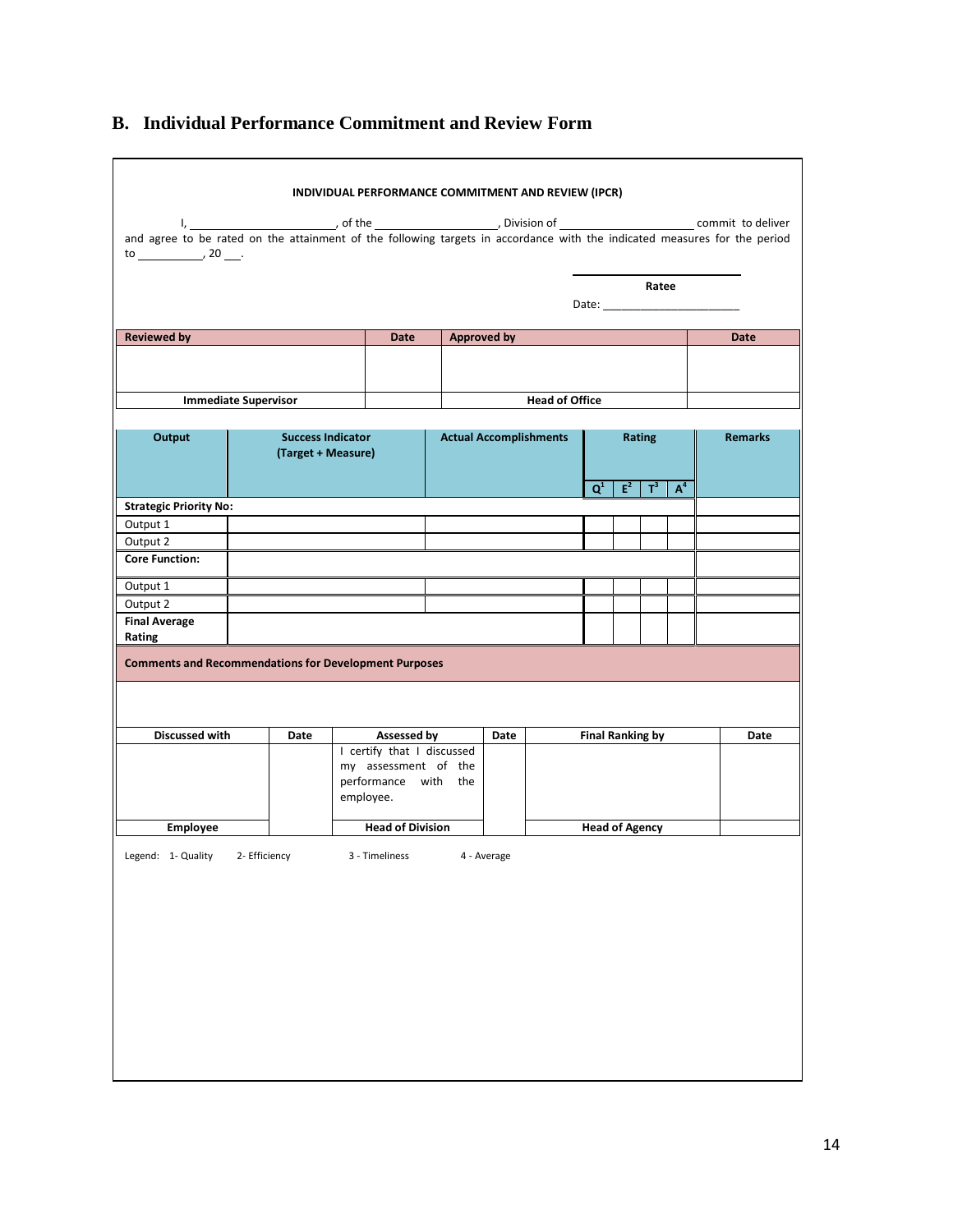## B. Individual Performance Commitment and Review Form

**INDIVIDUAL PERFORMANCE COMMITMENT AND REVIEW (IPCR)**

I, ______________________, of the ___________________, Division of ____________________ commit to deliver and agree to be rated on the attainment of the following targets in accordance with the indicated measures for the period to __________, 20 ___.

_________________________
**Ratee**

Date: ______________________

| **Reviewed by** | **Date** | **Approved by** | **Date** |
|---|---|---|---|
| | | | |
| **Immediate Supervisor** | | **Head of Office** | |

| **Output** | **Success Indicator (Target + Measure)** | **Actual Accomplishments** | **Rating** | | | | **Remarks** |
|---|---|---|---|---|---|---|---|
| | | | **Q**[1] | **E**[2] | **T**[3] | **A**[4] | |
| **Strategic Priority No:** | | | | | | | |
| Output 1 | | | | | | | |
| Output 2 | | | | | | | |
| **Core Function:** | | | | | | | |
| Output 1 | | | | | | | |
| Output 2 | | | | | | | |
| **Final Average Rating** | | | | | | | |

| **Comments and Recommendations for Development Purposes** |
|---|
| |

| **Discussed with** | **Date** | **Assessed by** | **Date** | **Final Ranking by** | **Date** |
|---|---|---|---|---|---|
| | | I certify that I discussed my assessment of the performance with the employee. | | | |
| **Employee** | | **Head of Division** | | **Head of Agency** | |

Legend: 1- Quality 2- Efficiency 3 - Timeliness 4 - Average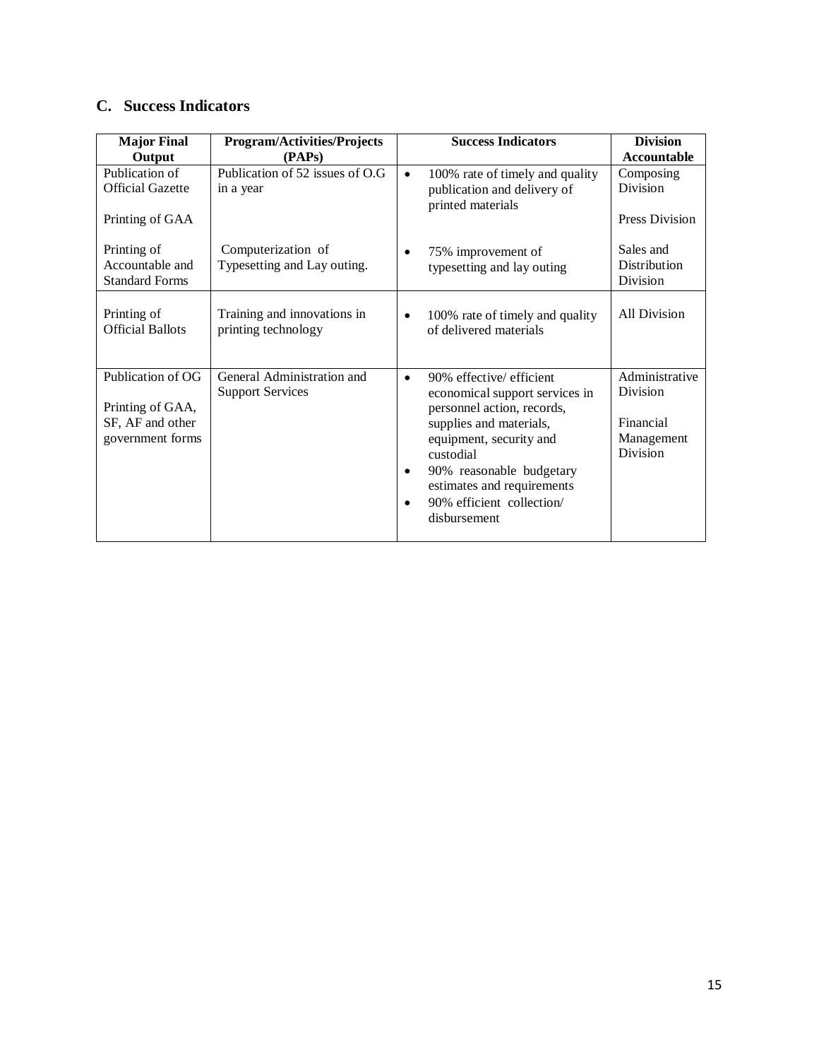## C. Success Indicators

| Major Final Output | Program/Activities/Projects (PAPs) | Success Indicators | Division Accountable |
|---|---|---|---|
| Publication of Official Gazette<br><br>Printing of GAA<br><br>Printing of Accountable and Standard Forms | Publication of 52 issues of O.G in a year<br><br><br><br>Computerization of Typesetting and Lay outing. | • 100% rate of timely and quality publication and delivery of printed materials<br><br>• 75% improvement of typesetting and lay outing | Composing Division<br><br>Press Division<br><br>Sales and Distribution Division |
| Printing of Official Ballots | Training and innovations in printing technology | • 100% rate of timely and quality of delivered materials | All Division |
| Publication of OG<br><br>Printing of GAA, SF, AF and other government forms | General Administration and Support Services | • 90% effective/ efficient economical support services in personnel action, records, supplies and materials, equipment, security and custodial<br>• 90% reasonable budgetary estimates and requirements<br>• 90% efficient collection/ disbursement | Administrative Division<br><br>Financial Management Division |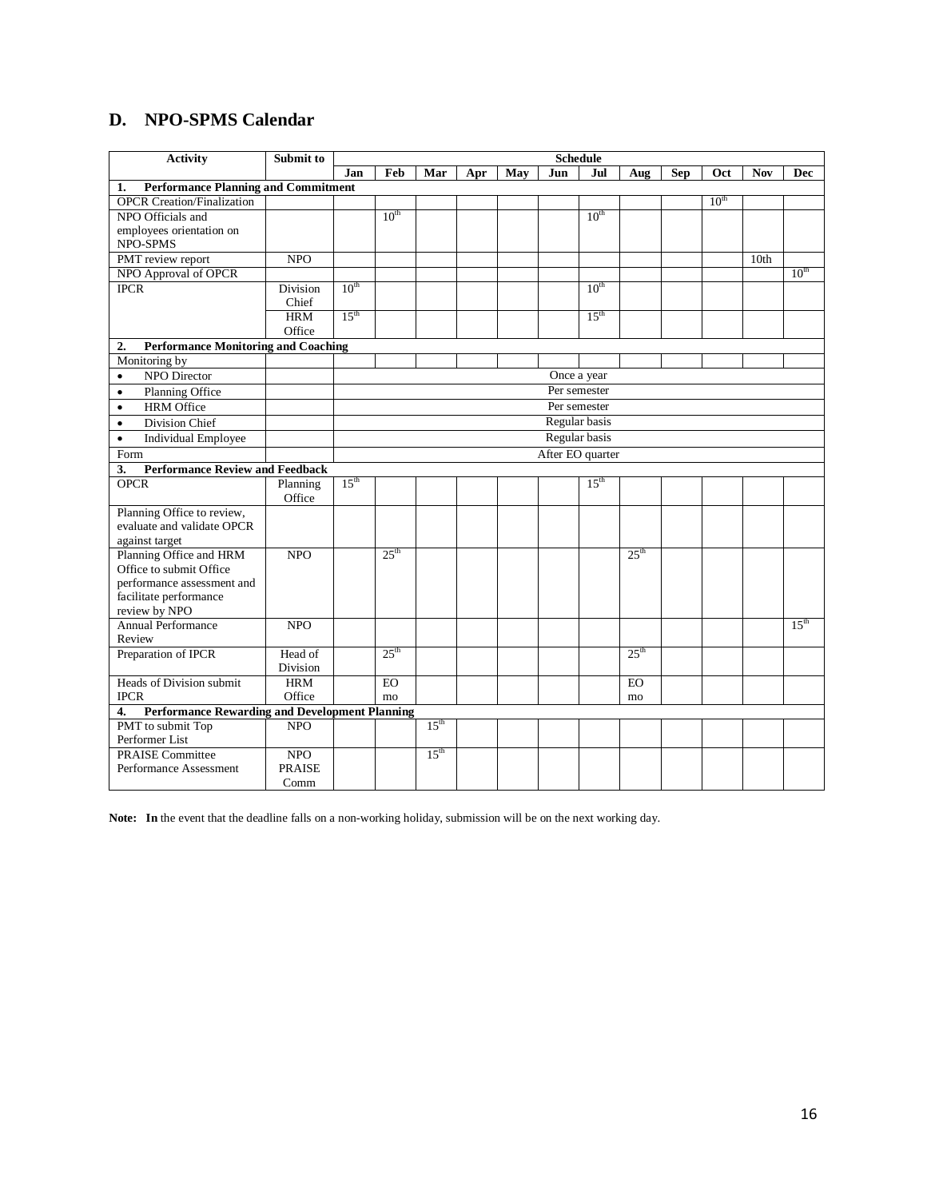## D. NPO-SPMS Calendar

| Activity | Submit to | Schedule | | | | | | | | | | | |
|---|---|---|---|---|---|---|---|---|---|---|---|---|---|
| | | Jan | Feb | Mar | Apr | May | Jun | Jul | Aug | Sep | Oct | Nov | Dec |
| **1. Performance Planning and Commitment** | | | | | | | | | | | | | |
| OPCR Creation/Finalization | | | | | | | | | | | 10th | | |
| NPO Officials and employees orientation on NPO-SPMS | | | 10th | | | | | 10th | | | | | |
| PMT review report | NPO | | | | | | | | | | | 10th | |
| NPO Approval of OPCR | | | | | | | | | | | | | 10th |
| IPCR | Division Chief | 10th | | | | | | 10th | | | | | |
| | HRM Office | 15th | | | | | | 15th | | | | | |
| **2. Performance Monitoring and Coaching** | | | | | | | | | | | | | |
| Monitoring by | | | | | | | | | | | | | |
| • NPO Director | | Once a year | | | | | | | | | | | |
| • Planning Office | | Per semester | | | | | | | | | | | |
| • HRM Office | | Per semester | | | | | | | | | | | |
| • Division Chief | | Regular basis | | | | | | | | | | | |
| • Individual Employee | | Regular basis | | | | | | | | | | | |
| Form | | After EO quarter | | | | | | | | | | | |
| **3. Performance Review and Feedback** | | | | | | | | | | | | | |
| OPCR | Planning Office | 15th | | | | | | 15th | | | | | |
| Planning Office to review, evaluate and validate OPCR against target | | | | | | | | | | | | | |
| Planning Office and HRM Office to submit Office performance assessment and facilitate performance review by NPO | NPO | | 25th | | | | | | 25th | | | | |
| Annual Performance Review | NPO | | | | | | | | | | | | 15th |
| Preparation of IPCR | Head of Division | | 25th | | | | | | 25th | | | | |
| Heads of Division submit IPCR | HRM Office | | EO mo | | | | | | EO mo | | | | |
| **4. Performance Rewarding and Development Planning** | | | | | | | | | | | | | |
| PMT to submit Top Performer List | NPO | | | 15th | | | | | | | | | |
| PRAISE Committee Performance Assessment | NPO PRAISE Comm | | | 15th | | | | | | | | | |

**Note: In** the event that the deadline falls on a non-working holiday, submission will be on the next working day.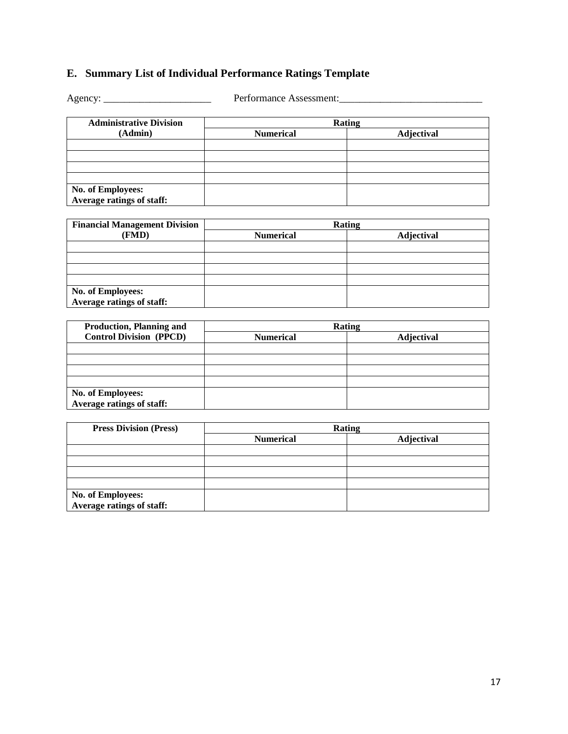## E. Summary List of Individual Performance Ratings Template

Agency: _____________________ Performance Assessment:___________________________

| Administrative Division (Admin) | Rating | |
|---|---|---|
| | **Numerical** | **Adjectival** |
| | | |
| | | |
| | | |
| | | |
| **No. of Employees:**<br>**Average ratings of staff:** | | |

| Financial Management Division (FMD) | Rating | |
|---|---|---|
| | **Numerical** | **Adjectival** |
| | | |
| | | |
| | | |
| | | |
| **No. of Employees:**<br>**Average ratings of staff:** | | |

| Production, Planning and Control Division (PPCD) | Rating | |
|---|---|---|
| | **Numerical** | **Adjectival** |
| | | |
| | | |
| | | |
| | | |
| **No. of Employees:**<br>**Average ratings of staff:** | | |

| Press Division (Press) | Rating | |
|---|---|---|
| | **Numerical** | **Adjectival** |
| | | |
| | | |
| | | |
| | | |
| **No. of Employees:**<br>**Average ratings of staff:** | | |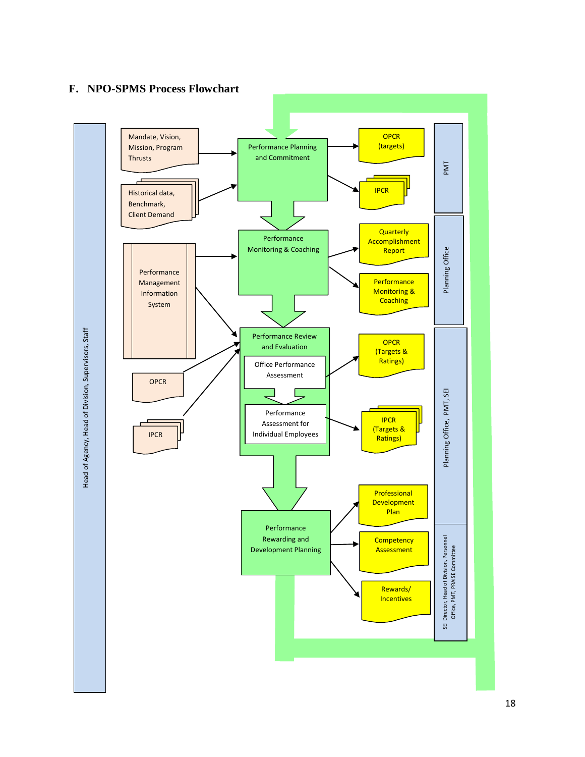## F. NPO-SPMS Process Flowchart

Head of Agency, Head of Division, Supervisors, Staff

Mandate, Vision, Mission, Program Thrusts

Historical data, Benchmark, Client Demand

Performance Planning and Commitment

OPCR (targets)

IPCR

PMT

Performance Management Information System

Performance Monitoring & Coaching

Quarterly Accomplishment Report

Performance Monitoring & Coaching

Planning Office

OPCR

IPCR

Performance Review and Evaluation

Office Performance Assessment

Performance Assessment for Individual Employees

OPCR (Targets & Ratings)

IPCR (Targets & Ratings)

Planning Office, PMT, SEI

Performance Rewarding and Development Planning

Professional Development Plan

Competency Assessment

Rewards/ Incentives

SEI Director, Head of Division, Personnel Office, PMT, PRAISE Committee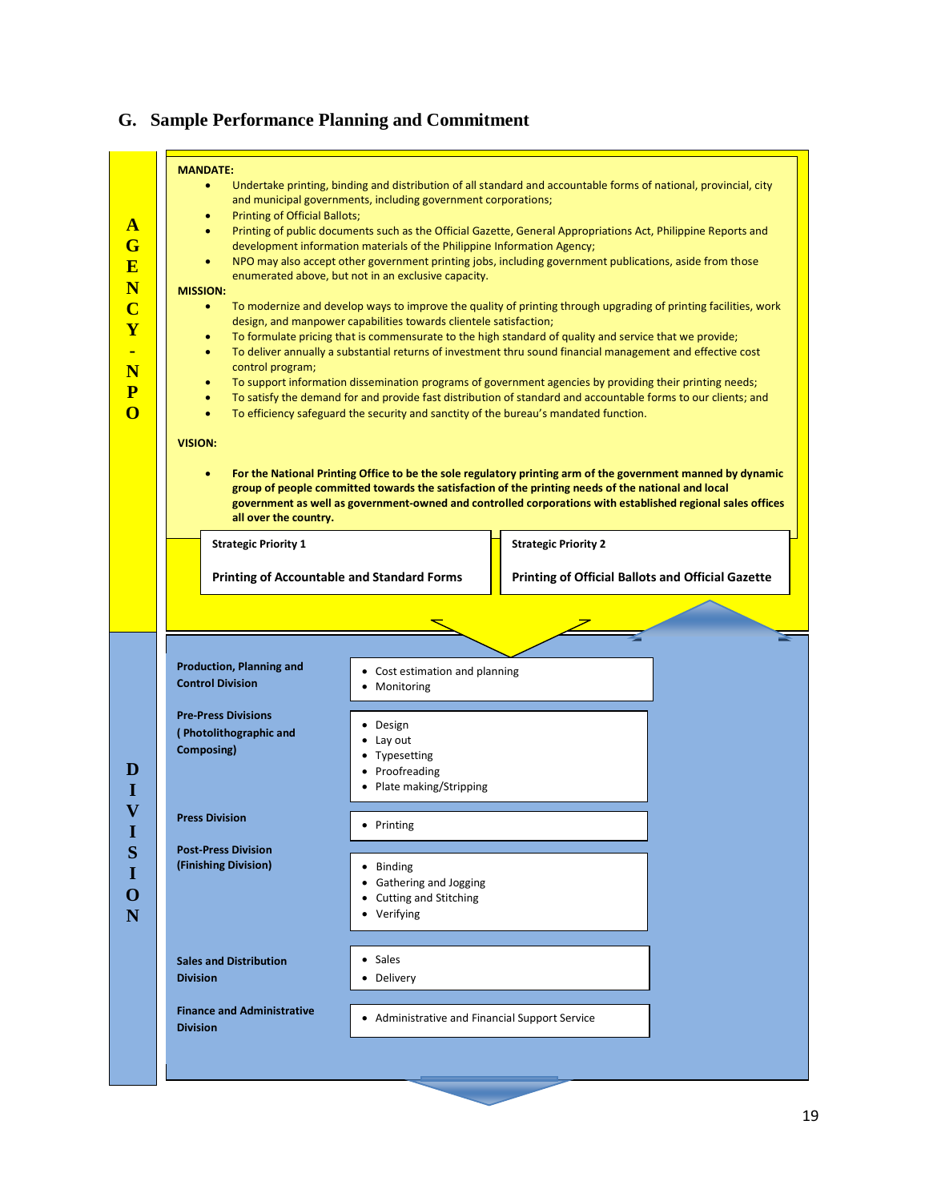## G. Sample Performance Planning and Commitment

**AGENCY - NPO**

**MANDATE:**

- Undertake printing, binding and distribution of all standard and accountable forms of national, provincial, city and municipal governments, including government corporations;
- Printing of Official Ballots;
- Printing of public documents such as the Official Gazette, General Appropriations Act, Philippine Reports and development information materials of the Philippine Information Agency;
- NPO may also accept other government printing jobs, including government publications, aside from those enumerated above, but not in an exclusive capacity.

**MISSION:**

- To modernize and develop ways to improve the quality of printing through upgrading of printing facilities, work design, and manpower capabilities towards clientele satisfaction;
- To formulate pricing that is commensurate to the high standard of quality and service that we provide;
- To deliver annually a substantial returns of investment thru sound financial management and effective cost control program;
- To support information dissemination programs of government agencies by providing their printing needs;
- To satisfy the demand for and provide fast distribution of standard and accountable forms to our clients; and
- To efficiency safeguard the security and sanctity of the bureau's mandated function.

**VISION:**

- **For the National Printing Office to be the sole regulatory printing arm of the government manned by dynamic group of people committed towards the satisfaction of the printing needs of the national and local government as well as government-owned and controlled corporations with established regional sales offices all over the country.**

| **Strategic Priority 1** | **Strategic Priority 2** |
|---|---|
| **Printing of Accountable and Standard Forms** | **Printing of Official Ballots and Official Gazette** |

**DIVISION**

| Division | Functions |
|---|---|
| **Production, Planning and Control Division** | • Cost estimation and planning<br>• Monitoring |
| **Pre-Press Divisions ( Photolithographic and Composing)** | • Design<br>• Lay out<br>• Typesetting<br>• Proofreading<br>• Plate making/Stripping |
| **Press Division** | • Printing |
| **Post-Press Division (Finishing Division)** | • Binding<br>• Gathering and Jogging<br>• Cutting and Stitching<br>• Verifying |
| **Sales and Distribution Division** | • Sales<br>• Delivery |
| **Finance and Administrative Division** | • Administrative and Financial Support Service |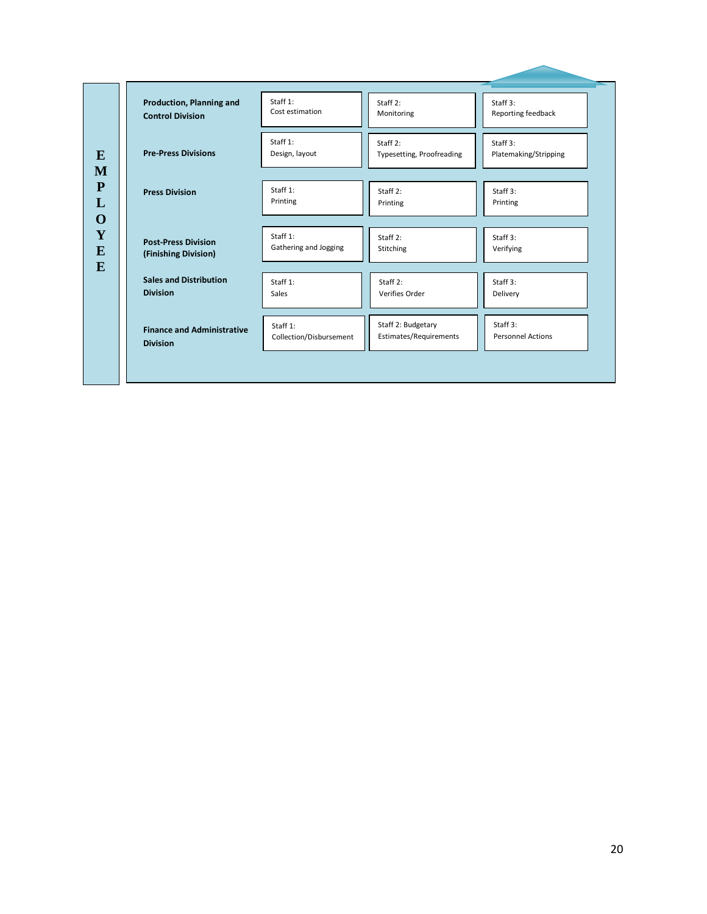**EMPLOYEE**

| Division | Staff 1 | Staff 2 | Staff 3 |
|---|---|---|---|
| **Production, Planning and Control Division** | Staff 1: Cost estimation | Staff 2: Monitoring | Staff 3: Reporting feedback |
| **Pre-Press Divisions** | Staff 1: Design, layout | Staff 2: Typesetting, Proofreading | Staff 3: Platemaking/Stripping |
| **Press Division** | Staff 1: Printing | Staff 2: Printing | Staff 3: Printing |
| **Post-Press Division (Finishing Division)** | Staff 1: Gathering and Jogging | Staff 2: Stitching | Staff 3: Verifying |
| **Sales and Distribution Division** | Staff 1: Sales | Staff 2: Verifies Order | Staff 3: Delivery |
| **Finance and Administrative Division** | Staff 1: Collection/Disbursement | Staff 2: Budgetary Estimates/Requirements | Staff 3: Personnel Actions |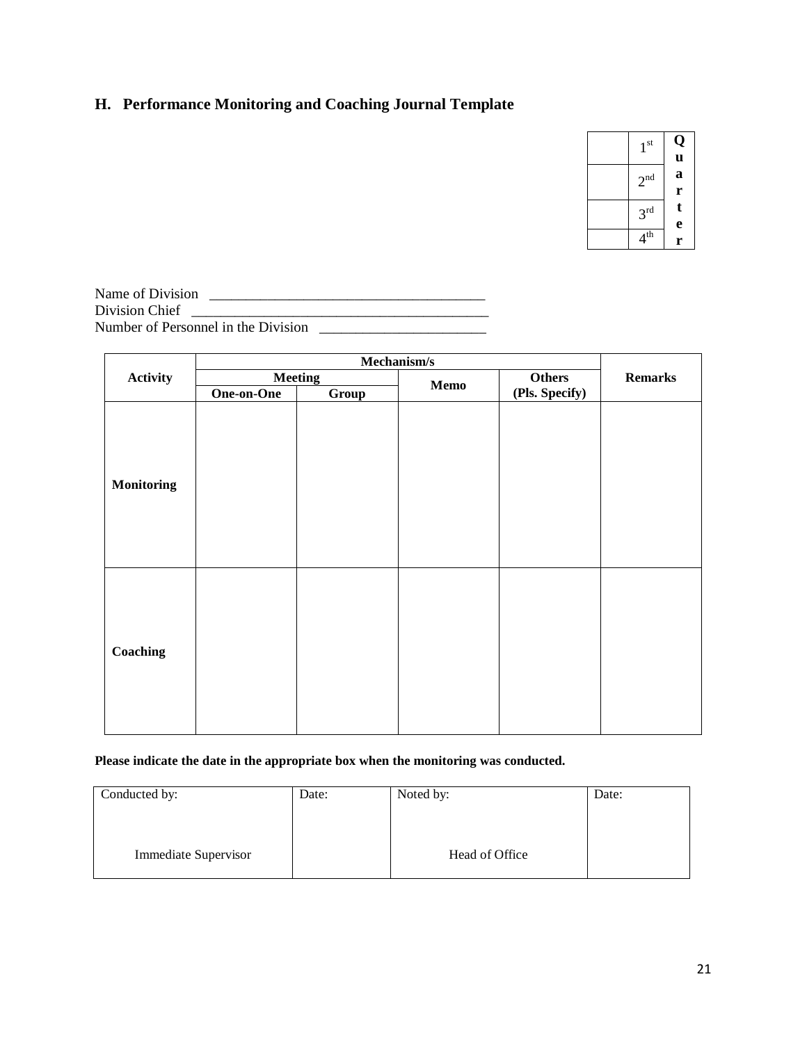## H. Performance Monitoring and Coaching Journal Template

| | | |
|---|---|---|
| | 1st | Quarter |
| | 2nd | |
| | 3rd | |
| | 4th | |

Name of Division _______________________________________

Division Chief ___________________________________________

Number of Personnel in the Division _______________________

| Activity | Mechanism/s | | | | Remarks |
|---|---|---|---|---|---|
| | Meeting | | Memo | Others (Pls. Specify) | |
| | One-on-One | Group | | | |
| **Monitoring** | | | | | |
| **Coaching** | | | | | |

**Please indicate the date in the appropriate box when the monitoring was conducted.**

| Conducted by: | Date: | Noted by: | Date: |
|---|---|---|---|
| Immediate Supervisor | | Head of Office | |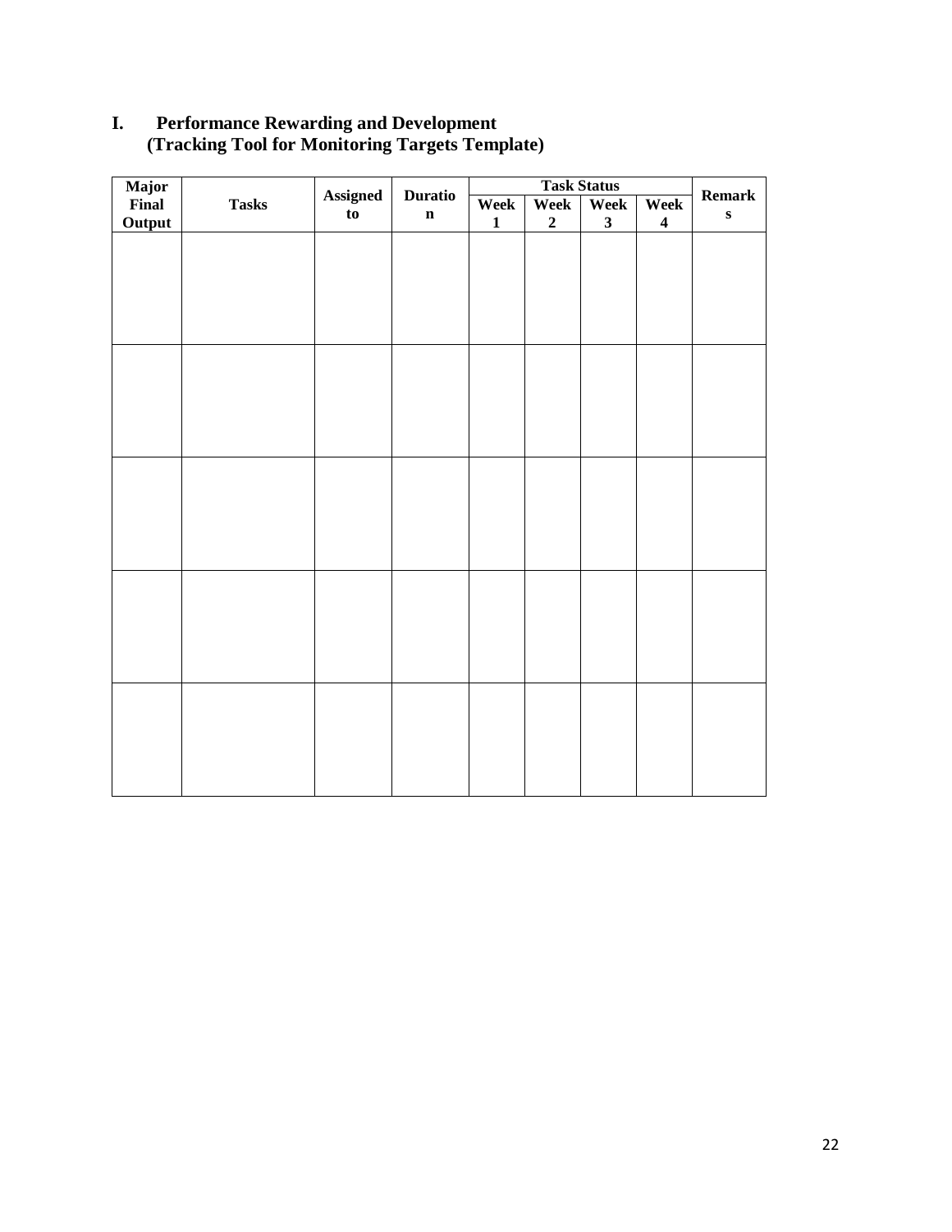# I. Performance Rewarding and Development
## (Tracking Tool for Monitoring Targets Template)

| Major Final Output | Tasks | Assigned to | Duration | Task Status | | | | Remarks |
|---|---|---|---|---|---|---|---|---|
| | | | | Week 1 | Week 2 | Week 3 | Week 4 | |
| | | | | | | | | |
| | | | | | | | | |
| | | | | | | | | |
| | | | | | | | | |
| | | | | | | | | |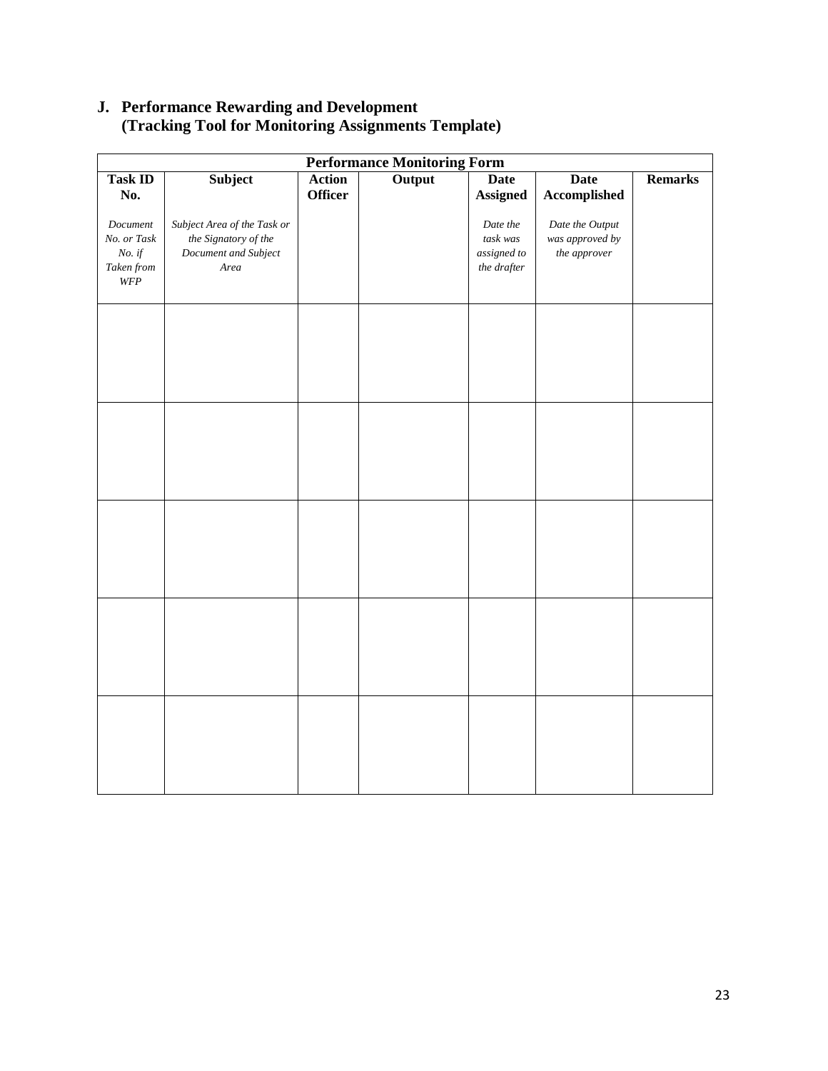## J. Performance Rewarding and Development (Tracking Tool for Monitoring Assignments Template)

| Performance Monitoring Form | | | | | | |
|---|---|---|---|---|---|---|
| **Task ID No.**<br><br>*Document No. or Task No. if Taken from WFP* | **Subject**<br><br>*Subject Area of the Task or the Signatory of the Document and Subject Area* | **Action Officer** | **Output** | **Date Assigned**<br><br>*Date the task was assigned to the drafter* | **Date Accomplished**<br><br>*Date the Output was approved by the approver* | **Remarks** |
| | | | | | | |
| | | | | | | |
| | | | | | | |
| | | | | | | |
| | | | | | | |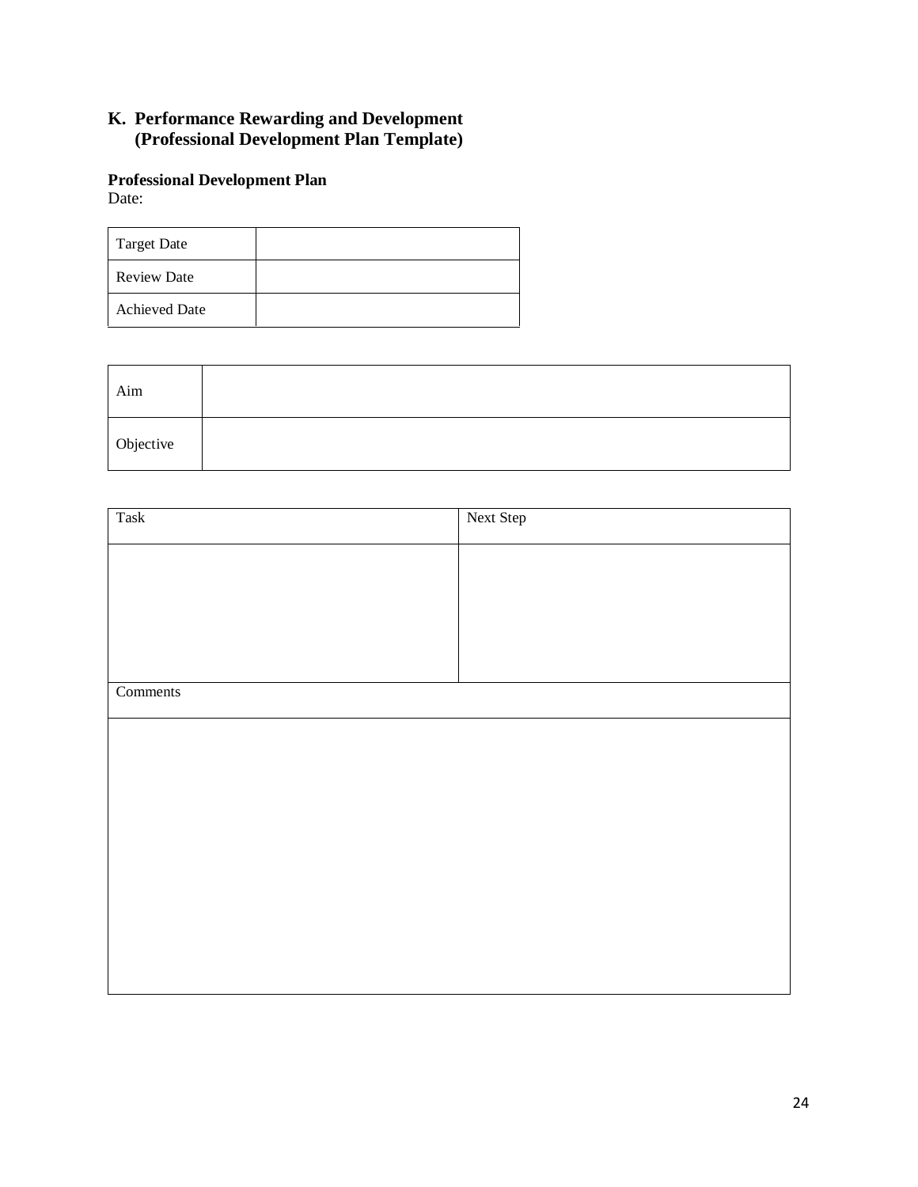## K. Performance Rewarding and Development (Professional Development Plan Template)

**Professional Development Plan**

Date:

| Target Date | |
|---|---|
| Review Date | |
| Achieved Date | |

| Aim | |
|---|---|
| Objective | |

| Task | Next Step |
|---|---|
| | |
| Comments | |
| | |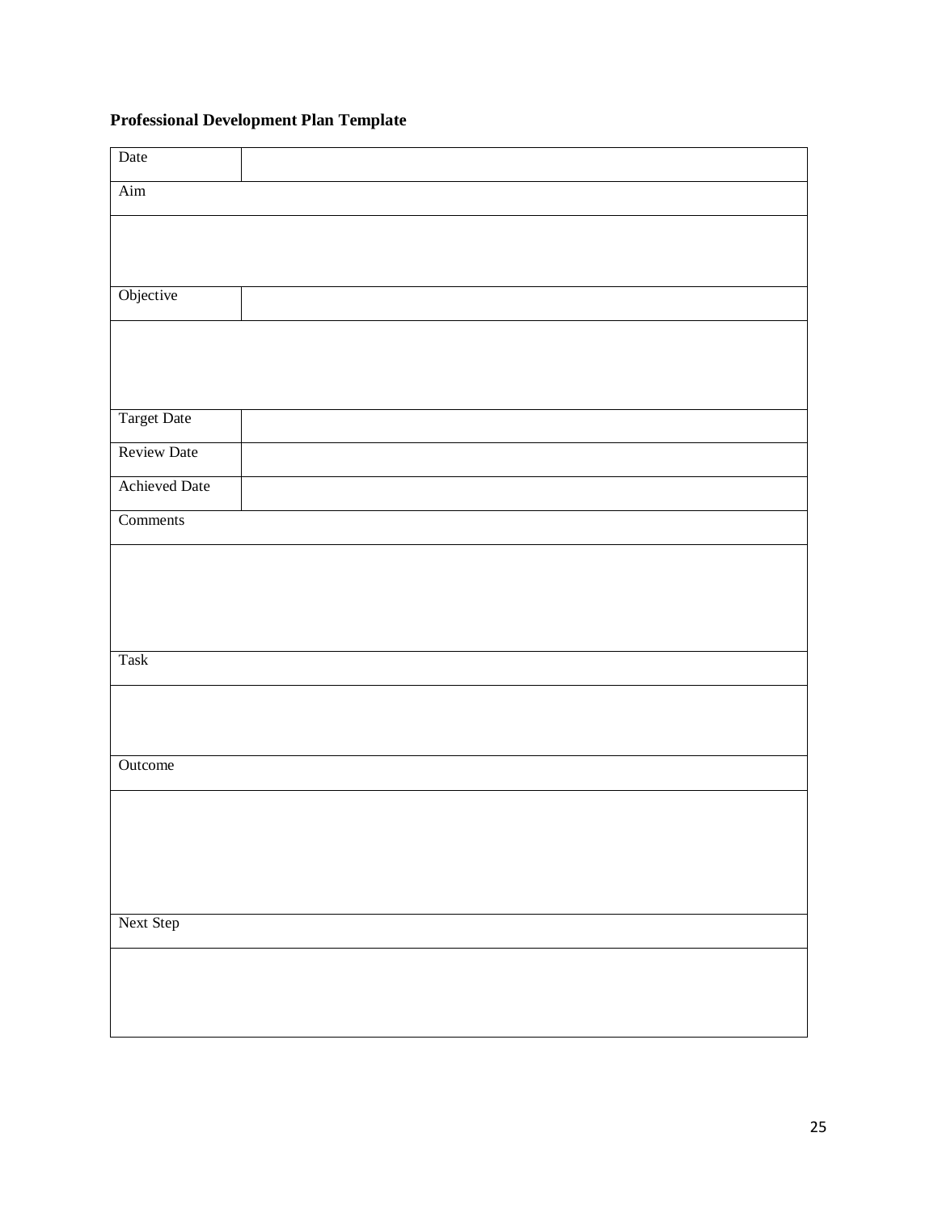**Professional Development Plan Template**

| Date | |
|---|---|
| Aim | |
| | |
| Objective | |
| | |
| Target Date | |
| Review Date | |
| Achieved Date | |
| Comments | |
| | |
| Task | |
| | |
| Outcome | |
| | |
| Next Step | |
| | |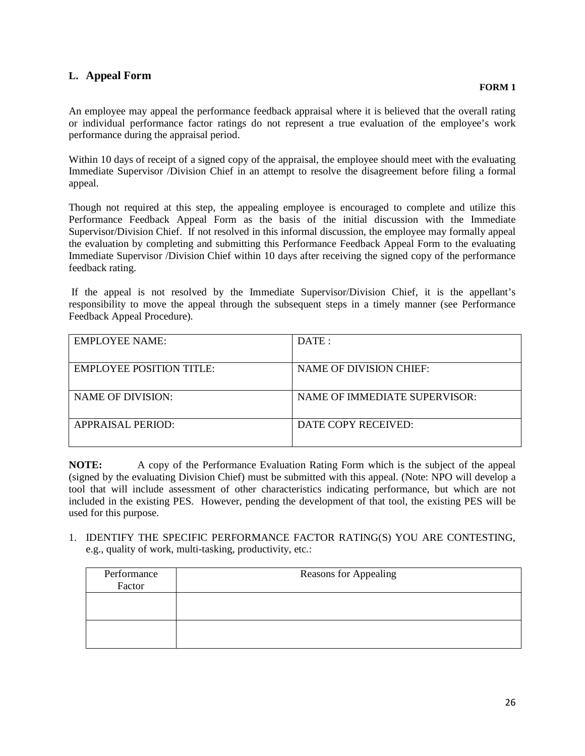## L. Appeal Form

**FORM 1**

An employee may appeal the performance feedback appraisal where it is believed that the overall rating or individual performance factor ratings do not represent a true evaluation of the employee's work performance during the appraisal period.

Within 10 days of receipt of a signed copy of the appraisal, the employee should meet with the evaluating Immediate Supervisor /Division Chief in an attempt to resolve the disagreement before filing a formal appeal.

Though not required at this step, the appealing employee is encouraged to complete and utilize this Performance Feedback Appeal Form as the basis of the initial discussion with the Immediate Supervisor/Division Chief. If not resolved in this informal discussion, the employee may formally appeal the evaluation by completing and submitting this Performance Feedback Appeal Form to the evaluating Immediate Supervisor /Division Chief within 10 days after receiving the signed copy of the performance feedback rating.

If the appeal is not resolved by the Immediate Supervisor/Division Chief, it is the appellant's responsibility to move the appeal through the subsequent steps in a timely manner (see Performance Feedback Appeal Procedure).

| EMPLOYEE NAME: | DATE : |
|---|---|
| EMPLOYEE POSITION TITLE: | NAME OF DIVISION CHIEF: |
| NAME OF DIVISION: | NAME OF IMMEDIATE SUPERVISOR: |
| APPRAISAL PERIOD: | DATE COPY RECEIVED: |

**NOTE:** A copy of the Performance Evaluation Rating Form which is the subject of the appeal (signed by the evaluating Division Chief) must be submitted with this appeal. (Note: NPO will develop a tool that will include assessment of other characteristics indicating performance, but which are not included in the existing PES. However, pending the development of that tool, the existing PES will be used for this purpose.

1. IDENTIFY THE SPECIFIC PERFORMANCE FACTOR RATING(S) YOU ARE CONTESTING, e.g., quality of work, multi-tasking, productivity, etc.:

| Performance Factor | Reasons for Appealing |
|---|---|
| | |
| | |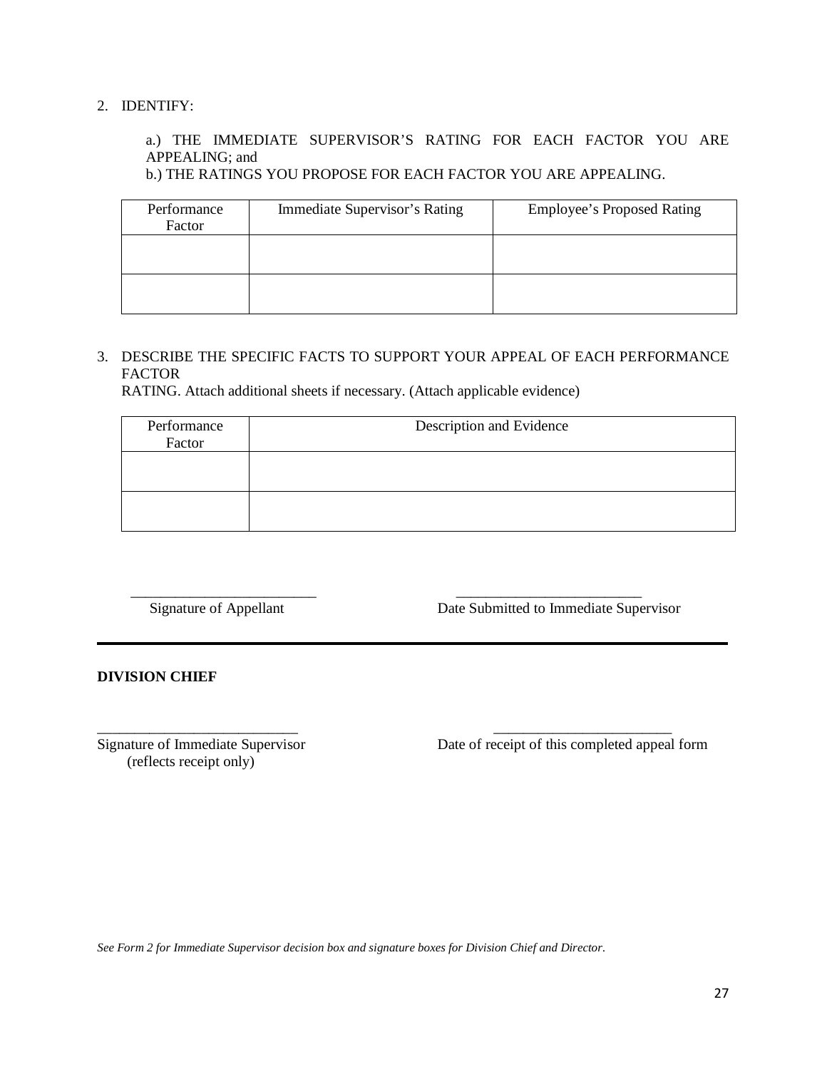2. IDENTIFY:

   a.) THE IMMEDIATE SUPERVISOR'S RATING FOR EACH FACTOR YOU ARE APPEALING; and
   b.) THE RATINGS YOU PROPOSE FOR EACH FACTOR YOU ARE APPEALING.

| Performance Factor | Immediate Supervisor's Rating | Employee's Proposed Rating |
|---|---|---|
| | | |
| | | |

3. DESCRIBE THE SPECIFIC FACTS TO SUPPORT YOUR APPEAL OF EACH PERFORMANCE FACTOR
   RATING. Attach additional sheets if necessary. (Attach applicable evidence)

| Performance Factor | Description and Evidence |
|---|---|
| | |
| | |

_________________________ &nbsp;&nbsp;&nbsp;&nbsp;&nbsp;&nbsp;&nbsp;&nbsp; _________________________
Signature of Appellant &nbsp;&nbsp;&nbsp;&nbsp;&nbsp;&nbsp;&nbsp;&nbsp; Date Submitted to Immediate Supervisor

---

**DIVISION CHIEF**

___________________________ &nbsp;&nbsp;&nbsp;&nbsp;&nbsp;&nbsp;&nbsp;&nbsp; _________________________
Signature of Immediate Supervisor (reflects receipt only) &nbsp;&nbsp;&nbsp;&nbsp;&nbsp;&nbsp;&nbsp;&nbsp; Date of receipt of this completed appeal form

*See Form 2 for Immediate Supervisor decision box and signature boxes for Division Chief and Director.*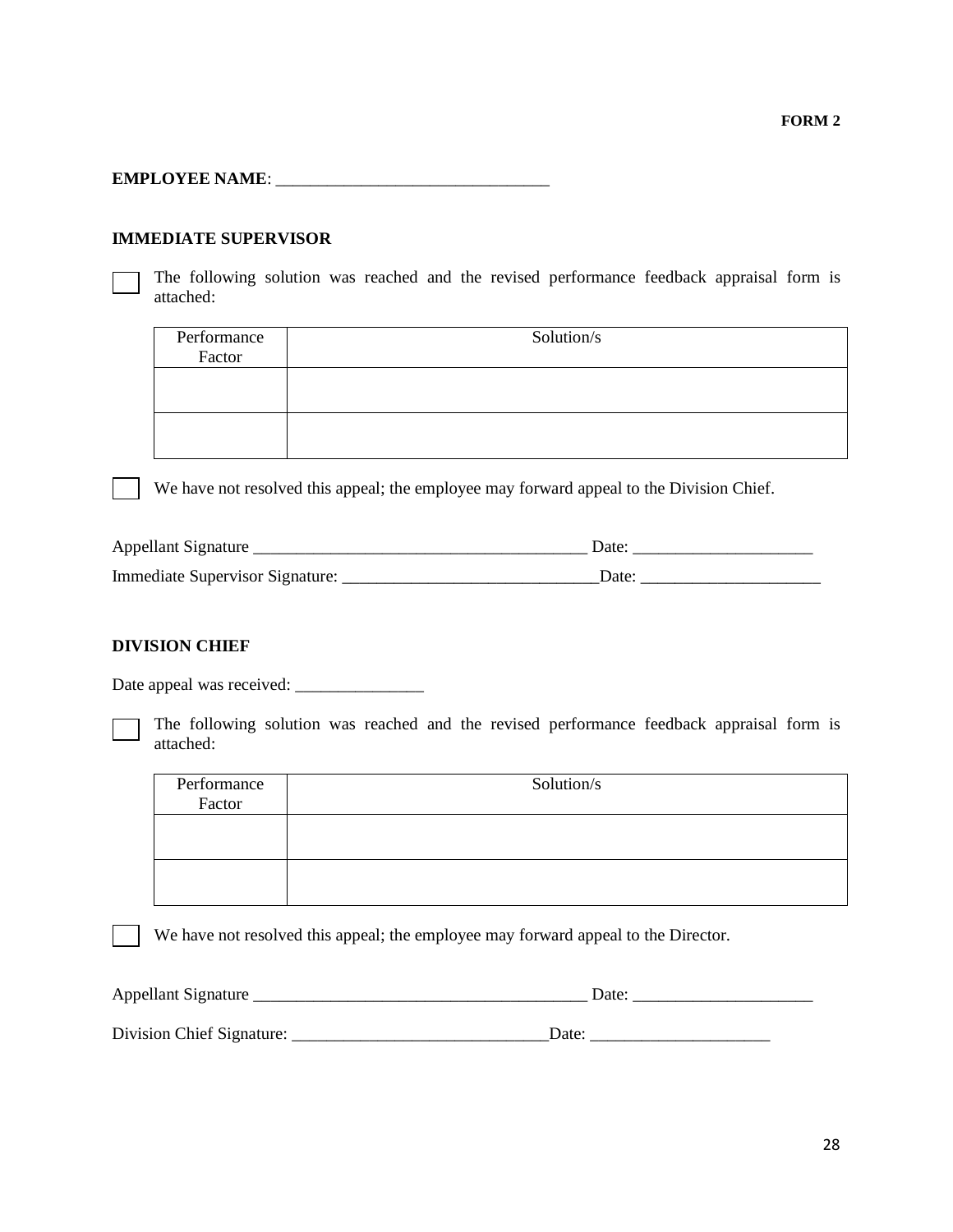**FORM 2**

**EMPLOYEE NAME**: ________________________________

**IMMEDIATE SUPERVISOR**

☐ The following solution was reached and the revised performance feedback appraisal form is attached:

| Performance Factor | Solution/s |
|---|---|
| | |
| | |

☐ We have not resolved this appeal; the employee may forward appeal to the Division Chief.

Appellant Signature _______________________________________ Date: _____________________

Immediate Supervisor Signature: ______________________________Date: _____________________

**DIVISION CHIEF**

Date appeal was received: _______________

☐ The following solution was reached and the revised performance feedback appraisal form is attached:

| Performance Factor | Solution/s |
|---|---|
| | |
| | |

☐ We have not resolved this appeal; the employee may forward appeal to the Director.

Appellant Signature _______________________________________ Date: _____________________

Division Chief Signature: ______________________________Date: _____________________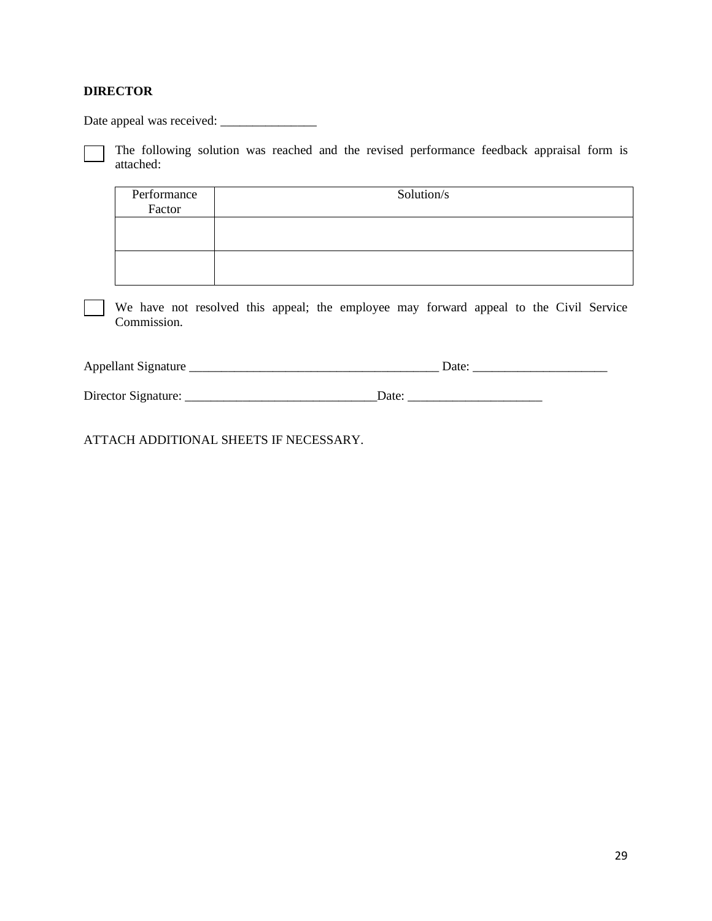**DIRECTOR**

Date appeal was received: _______________

☐ The following solution was reached and the revised performance feedback appraisal form is attached:

| Performance Factor | Solution/s |
|---|---|
| | |
| | |

☐ We have not resolved this appeal; the employee may forward appeal to the Civil Service Commission.

Appellant Signature _________________________________________ Date: _____________________

Director Signature: ______________________________Date: _____________________

ATTACH ADDITIONAL SHEETS IF NECESSARY.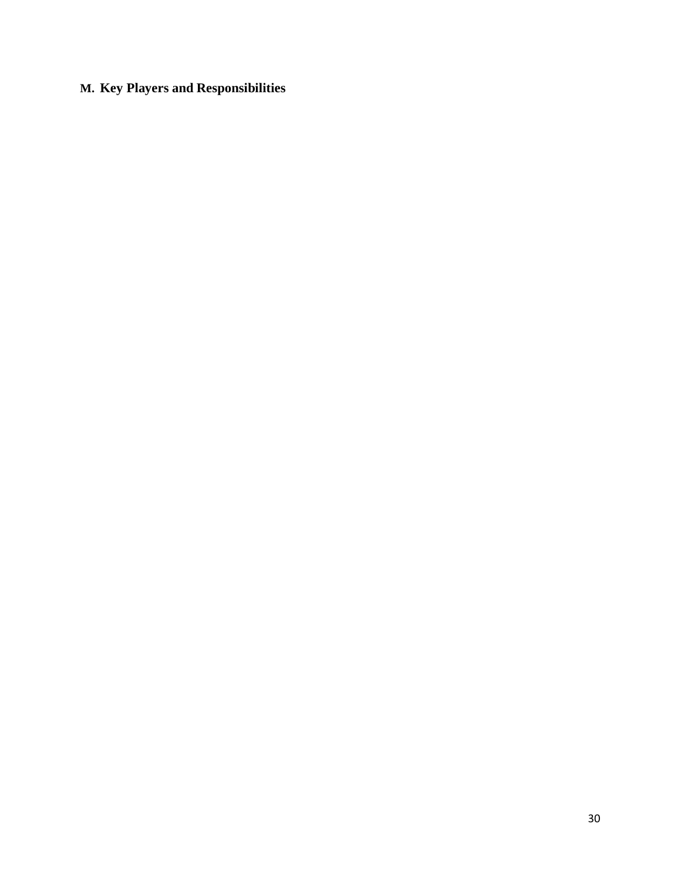## M. Key Players and Responsibilities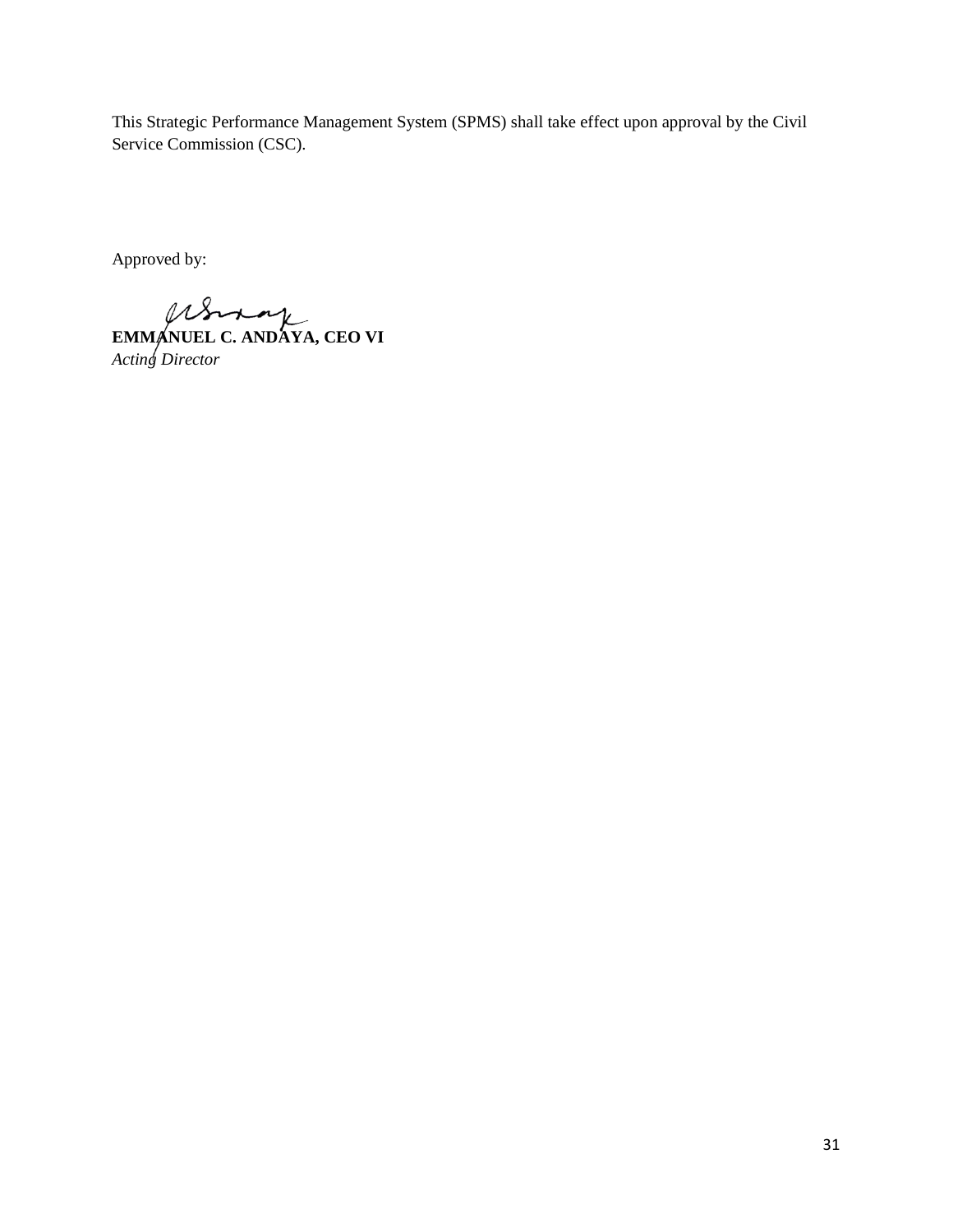This Strategic Performance Management System (SPMS) shall take effect upon approval by the Civil Service Commission (CSC).

Approved by:

**EMMANUEL C. ANDAYA, CEO VI**
*Acting Director*